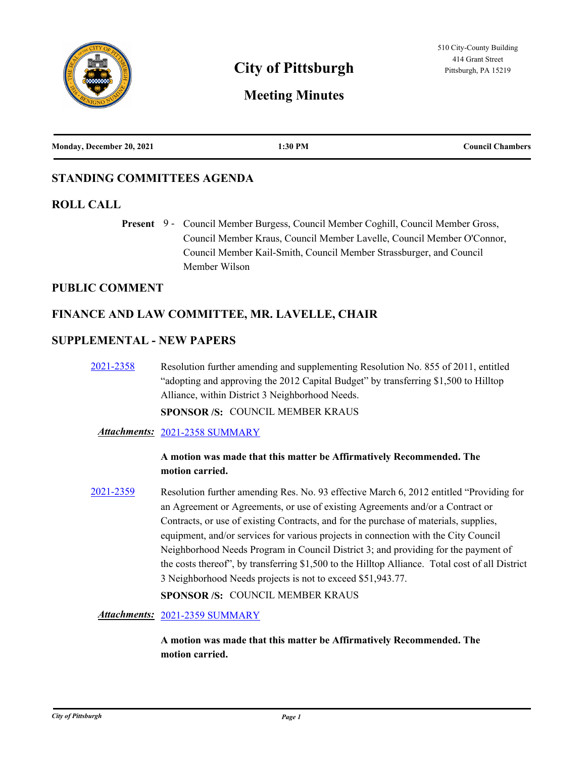# City of Pittsburgh

## Meeting Minutes

510 City-County Building
414 Grant Street
Pittsburgh, PA 15219

| Monday, December 20, 2021 | 1:30 PM | Council Chambers |
|---|---|---|

## STANDING COMMITTEES AGENDA

## ROLL CALL

**Present** 9 - Council Member Burgess, Council Member Coghill, Council Member Gross, Council Member Kraus, Council Member Lavelle, Council Member O'Connor, Council Member Kail-Smith, Council Member Strassburger, and Council Member Wilson

## PUBLIC COMMENT

## FINANCE AND LAW COMMITTEE, MR. LAVELLE, CHAIR

## SUPPLEMENTAL - NEW PAPERS

2021-2358 Resolution further amending and supplementing Resolution No. 855 of 2011, entitled "adopting and approving the 2012 Capital Budget" by transferring $1,500 to Hilltop Alliance, within District 3 Neighborhood Needs.

**SPONSOR /S:** COUNCIL MEMBER KRAUS

***Attachments:*** 2021-2358 SUMMARY

**A motion was made that this matter be Affirmatively Recommended. The motion carried.**

2021-2359 Resolution further amending Res. No. 93 effective March 6, 2012 entitled "Providing for an Agreement or Agreements, or use of existing Agreements and/or a Contract or Contracts, or use of existing Contracts, and for the purchase of materials, supplies, equipment, and/or services for various projects in connection with the City Council Neighborhood Needs Program in Council District 3; and providing for the payment of the costs thereof", by transferring $1,500 to the Hilltop Alliance. Total cost of all District 3 Neighborhood Needs projects is not to exceed $51,943.77.

**SPONSOR /S:** COUNCIL MEMBER KRAUS

***Attachments:*** 2021-2359 SUMMARY

**A motion was made that this matter be Affirmatively Recommended. The motion carried.**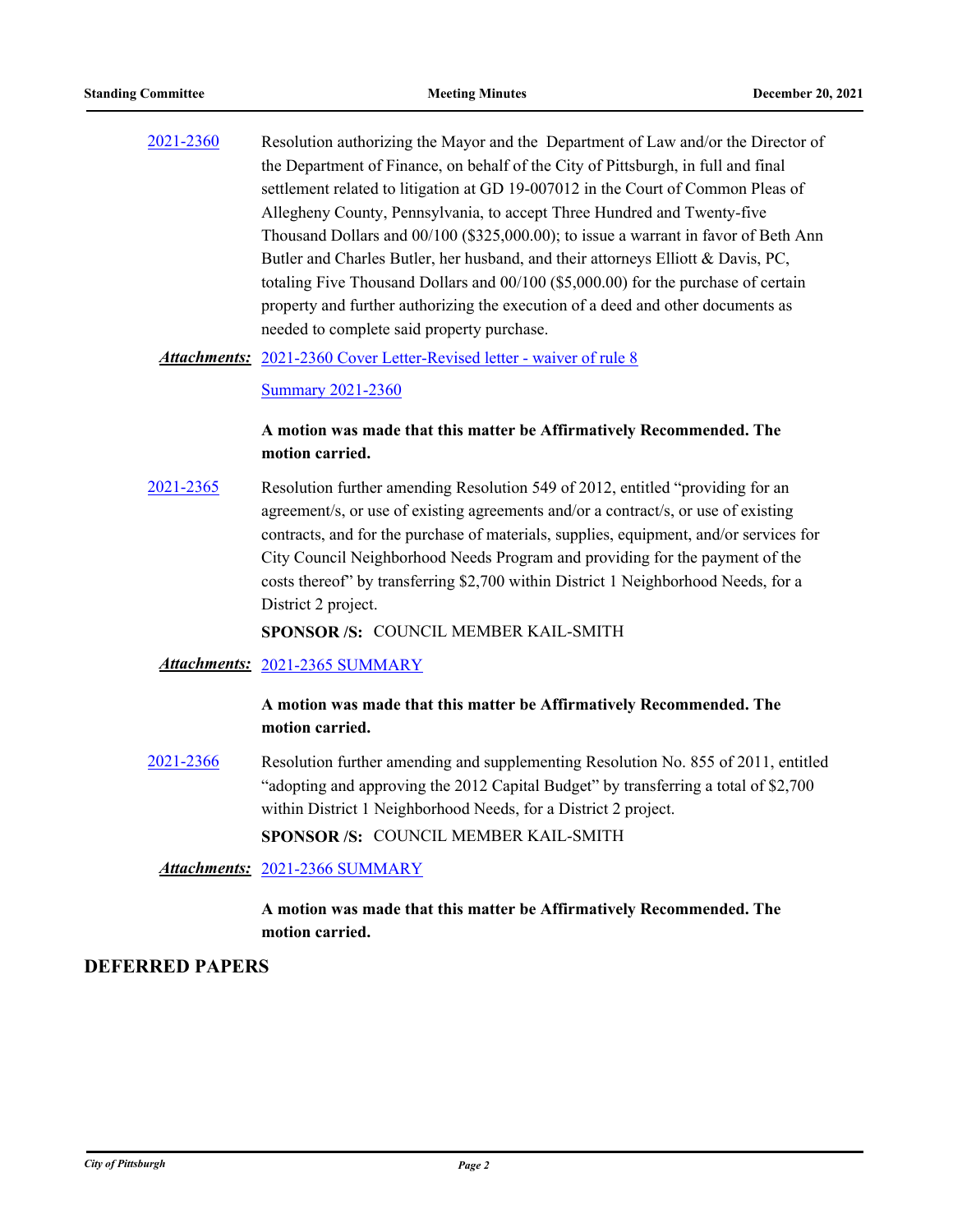2021-2360 Resolution authorizing the Mayor and the Department of Law and/or the Director of the Department of Finance, on behalf of the City of Pittsburgh, in full and final settlement related to litigation at GD 19-007012 in the Court of Common Pleas of Allegheny County, Pennsylvania, to accept Three Hundred and Twenty-five Thousand Dollars and 00/100 ($325,000.00); to issue a warrant in favor of Beth Ann Butler and Charles Butler, her husband, and their attorneys Elliott & Davis, PC, totaling Five Thousand Dollars and 00/100 ($5,000.00) for the purchase of certain property and further authorizing the execution of a deed and other documents as needed to complete said property purchase.

***Attachments:*** 2021-2360 Cover Letter-Revised letter - waiver of rule 8

Summary 2021-2360

**A motion was made that this matter be Affirmatively Recommended. The motion carried.**

2021-2365 Resolution further amending Resolution 549 of 2012, entitled "providing for an agreement/s, or use of existing agreements and/or a contract/s, or use of existing contracts, and for the purchase of materials, supplies, equipment, and/or services for City Council Neighborhood Needs Program and providing for the payment of the costs thereof" by transferring $2,700 within District 1 Neighborhood Needs, for a District 2 project.

**SPONSOR /S:** COUNCIL MEMBER KAIL-SMITH

***Attachments:*** 2021-2365 SUMMARY

**A motion was made that this matter be Affirmatively Recommended. The motion carried.**

2021-2366 Resolution further amending and supplementing Resolution No. 855 of 2011, entitled "adopting and approving the 2012 Capital Budget" by transferring a total of $2,700 within District 1 Neighborhood Needs, for a District 2 project.

**SPONSOR /S:** COUNCIL MEMBER KAIL-SMITH

***Attachments:*** 2021-2366 SUMMARY

**A motion was made that this matter be Affirmatively Recommended. The motion carried.**

## DEFERRED PAPERS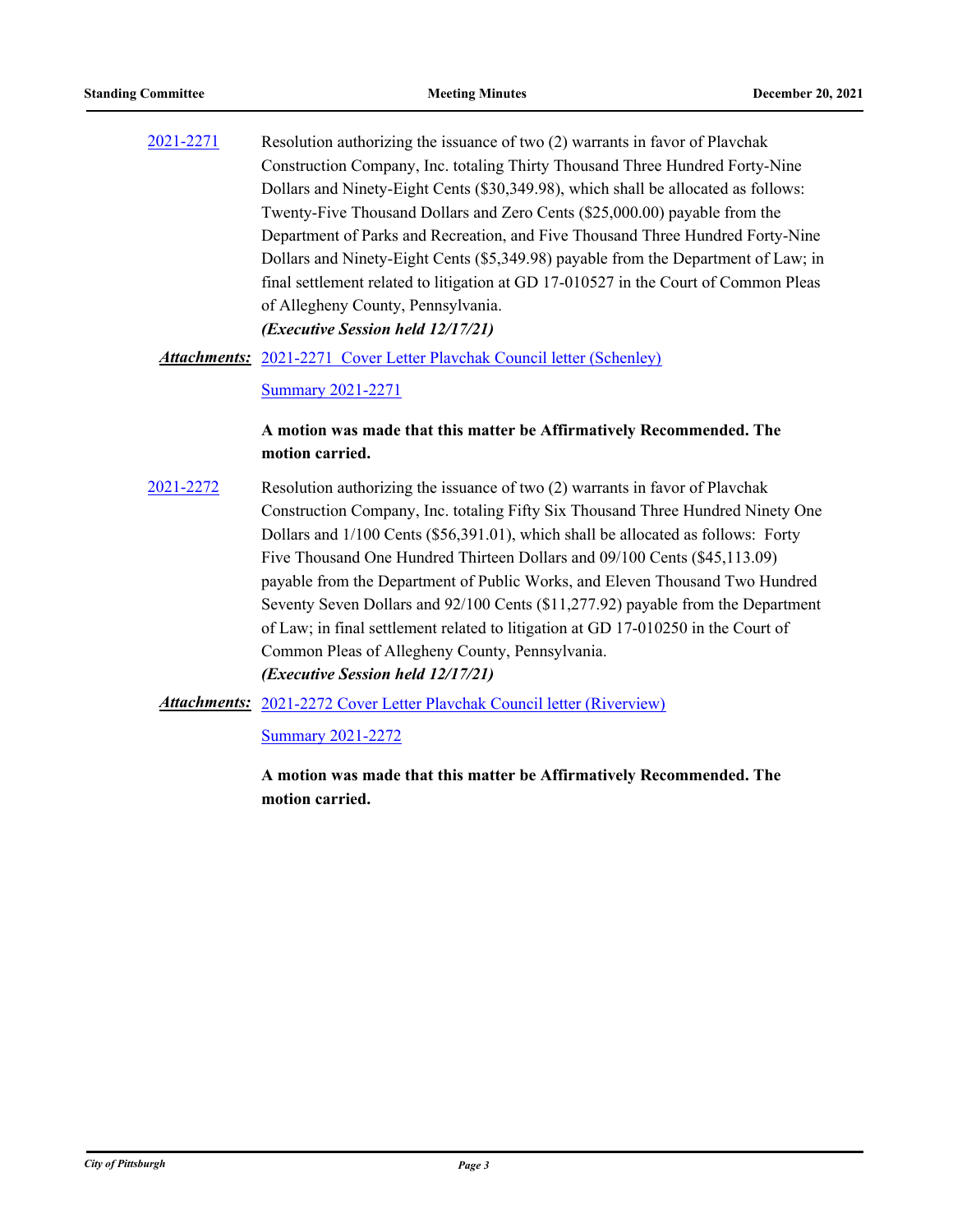2021-2271 Resolution authorizing the issuance of two (2) warrants in favor of Plavchak Construction Company, Inc. totaling Thirty Thousand Three Hundred Forty-Nine Dollars and Ninety-Eight Cents ($30,349.98), which shall be allocated as follows: Twenty-Five Thousand Dollars and Zero Cents ($25,000.00) payable from the Department of Parks and Recreation, and Five Thousand Three Hundred Forty-Nine Dollars and Ninety-Eight Cents ($5,349.98) payable from the Department of Law; in final settlement related to litigation at GD 17-010527 in the Court of Common Pleas of Allegheny County, Pennsylvania.
***(Executive Session held 12/17/21)***

***Attachments:*** 2021-2271 Cover Letter Plavchak Council letter (Schenley)

Summary 2021-2271

**A motion was made that this matter be Affirmatively Recommended. The motion carried.**

2021-2272 Resolution authorizing the issuance of two (2) warrants in favor of Plavchak Construction Company, Inc. totaling Fifty Six Thousand Three Hundred Ninety One Dollars and 1/100 Cents ($56,391.01), which shall be allocated as follows: Forty Five Thousand One Hundred Thirteen Dollars and 09/100 Cents ($45,113.09) payable from the Department of Public Works, and Eleven Thousand Two Hundred Seventy Seven Dollars and 92/100 Cents ($11,277.92) payable from the Department of Law; in final settlement related to litigation at GD 17-010250 in the Court of Common Pleas of Allegheny County, Pennsylvania.
***(Executive Session held 12/17/21)***

***Attachments:*** 2021-2272 Cover Letter Plavchak Council letter (Riverview)

Summary 2021-2272

**A motion was made that this matter be Affirmatively Recommended. The motion carried.**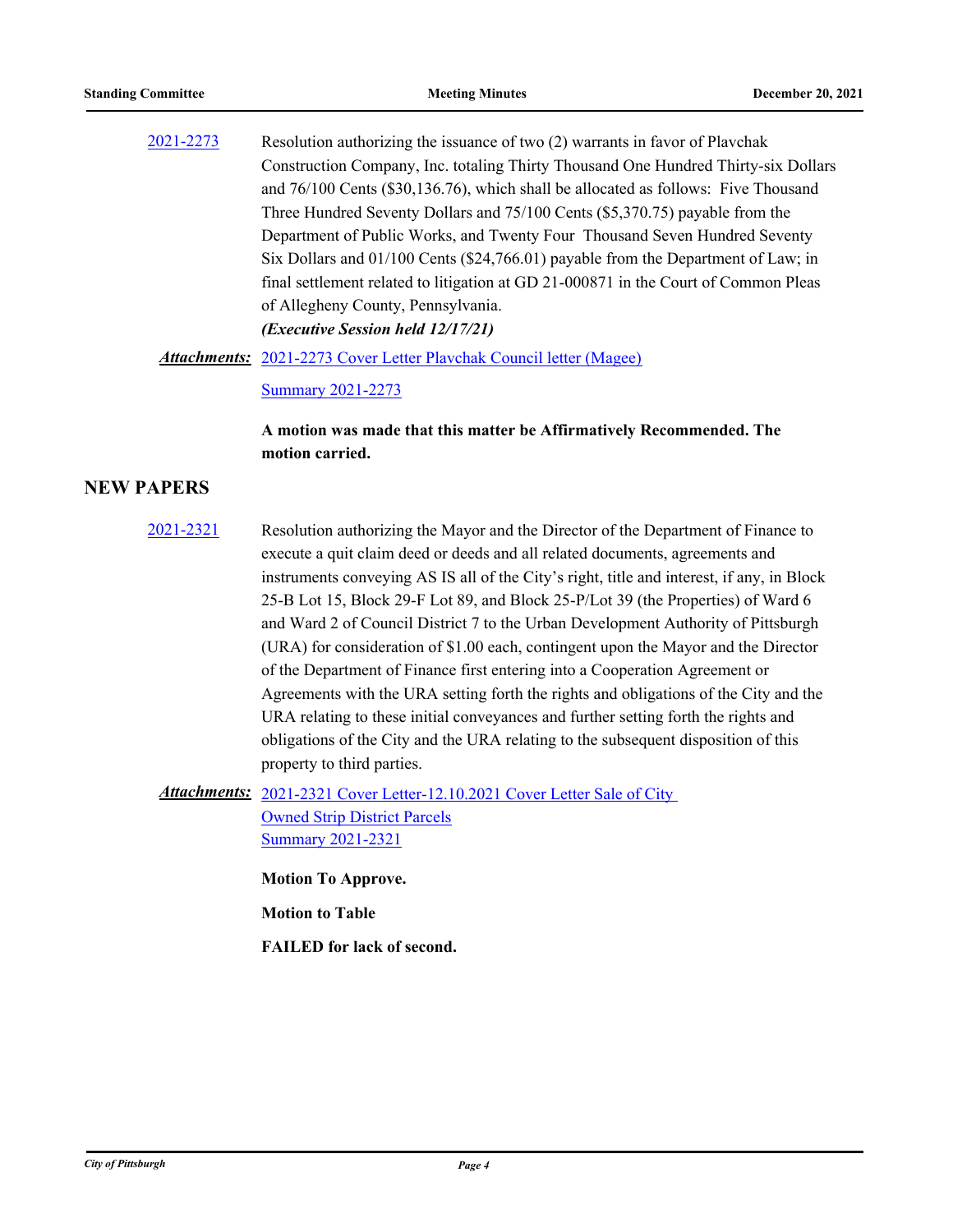2021-2273 Resolution authorizing the issuance of two (2) warrants in favor of Plavchak Construction Company, Inc. totaling Thirty Thousand One Hundred Thirty-six Dollars and 76/100 Cents ($30,136.76), which shall be allocated as follows: Five Thousand Three Hundred Seventy Dollars and 75/100 Cents ($5,370.75) payable from the Department of Public Works, and Twenty Four Thousand Seven Hundred Seventy Six Dollars and 01/100 Cents ($24,766.01) payable from the Department of Law; in final settlement related to litigation at GD 21-000871 in the Court of Common Pleas of Allegheny County, Pennsylvania.

***(Executive Session held 12/17/21)***

***Attachments:*** 2021-2273 Cover Letter Plavchak Council letter (Magee)

Summary 2021-2273

**A motion was made that this matter be Affirmatively Recommended. The motion carried.**

## NEW PAPERS

2021-2321 Resolution authorizing the Mayor and the Director of the Department of Finance to execute a quit claim deed or deeds and all related documents, agreements and instruments conveying AS IS all of the City's right, title and interest, if any, in Block 25-B Lot 15, Block 29-F Lot 89, and Block 25-P/Lot 39 (the Properties) of Ward 6 and Ward 2 of Council District 7 to the Urban Development Authority of Pittsburgh (URA) for consideration of $1.00 each, contingent upon the Mayor and the Director of the Department of Finance first entering into a Cooperation Agreement or Agreements with the URA setting forth the rights and obligations of the City and the URA relating to these initial conveyances and further setting forth the rights and obligations of the City and the URA relating to the subsequent disposition of this property to third parties.

***Attachments:*** 2021-2321 Cover Letter-12.10.2021 Cover Letter Sale of City Owned Strip District Parcels

Summary 2021-2321

**Motion To Approve.**

**Motion to Table**

**FAILED for lack of second.**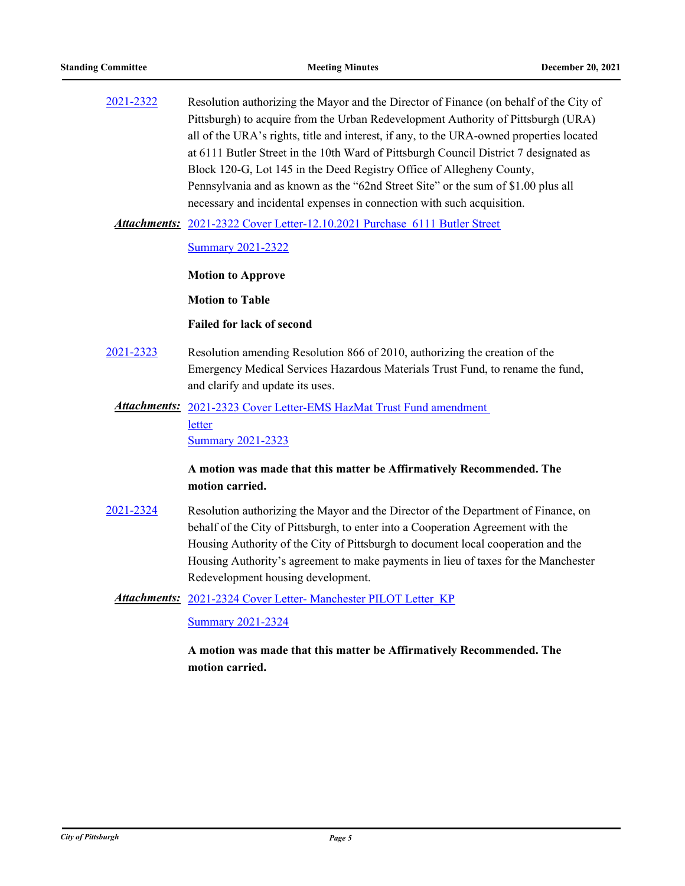2021-2322 Resolution authorizing the Mayor and the Director of Finance (on behalf of the City of Pittsburgh) to acquire from the Urban Redevelopment Authority of Pittsburgh (URA) all of the URA's rights, title and interest, if any, to the URA-owned properties located at 6111 Butler Street in the 10th Ward of Pittsburgh Council District 7 designated as Block 120-G, Lot 145 in the Deed Registry Office of Allegheny County, Pennsylvania and as known as the "62nd Street Site" or the sum of $1.00 plus all necessary and incidental expenses in connection with such acquisition.

***Attachments:*** 2021-2322 Cover Letter-12.10.2021 Purchase 6111 Butler Street

Summary 2021-2322

**Motion to Approve**

**Motion to Table**

**Failed for lack of second**

2021-2323 Resolution amending Resolution 866 of 2010, authorizing the creation of the Emergency Medical Services Hazardous Materials Trust Fund, to rename the fund, and clarify and update its uses.

***Attachments:*** 2021-2323 Cover Letter-EMS HazMat Trust Fund amendment letter

Summary 2021-2323

**A motion was made that this matter be Affirmatively Recommended. The motion carried.**

2021-2324 Resolution authorizing the Mayor and the Director of the Department of Finance, on behalf of the City of Pittsburgh, to enter into a Cooperation Agreement with the Housing Authority of the City of Pittsburgh to document local cooperation and the Housing Authority's agreement to make payments in lieu of taxes for the Manchester Redevelopment housing development.

***Attachments:*** 2021-2324 Cover Letter- Manchester PILOT Letter_KP

Summary 2021-2324

**A motion was made that this matter be Affirmatively Recommended. The motion carried.**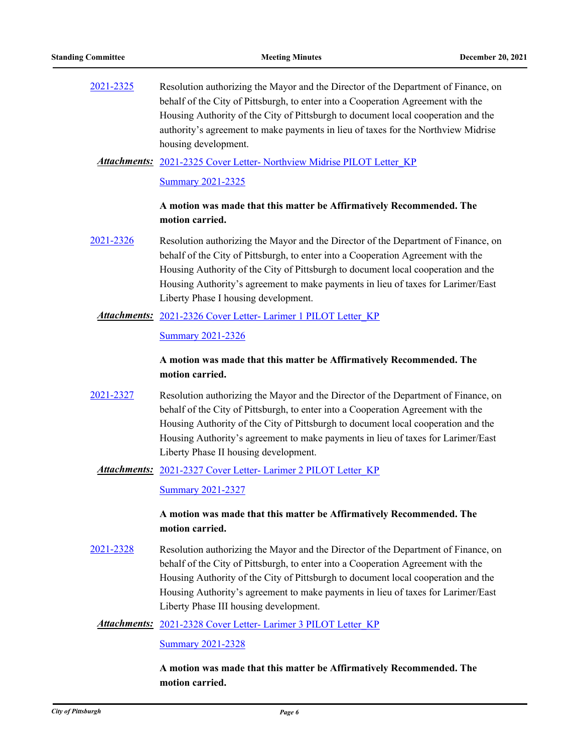2021-2325 Resolution authorizing the Mayor and the Director of the Department of Finance, on behalf of the City of Pittsburgh, to enter into a Cooperation Agreement with the Housing Authority of the City of Pittsburgh to document local cooperation and the authority's agreement to make payments in lieu of taxes for the Northview Midrise housing development.

***Attachments:*** 2021-2325 Cover Letter- Northview Midrise PILOT Letter_KP

Summary 2021-2325

**A motion was made that this matter be Affirmatively Recommended. The motion carried.**

2021-2326 Resolution authorizing the Mayor and the Director of the Department of Finance, on behalf of the City of Pittsburgh, to enter into a Cooperation Agreement with the Housing Authority of the City of Pittsburgh to document local cooperation and the Housing Authority's agreement to make payments in lieu of taxes for Larimer/East Liberty Phase I housing development.

***Attachments:*** 2021-2326 Cover Letter- Larimer 1 PILOT Letter_KP

Summary 2021-2326

**A motion was made that this matter be Affirmatively Recommended. The motion carried.**

2021-2327 Resolution authorizing the Mayor and the Director of the Department of Finance, on behalf of the City of Pittsburgh, to enter into a Cooperation Agreement with the Housing Authority of the City of Pittsburgh to document local cooperation and the Housing Authority's agreement to make payments in lieu of taxes for Larimer/East Liberty Phase II housing development.

***Attachments:*** 2021-2327 Cover Letter- Larimer 2 PILOT Letter_KP

Summary 2021-2327

**A motion was made that this matter be Affirmatively Recommended. The motion carried.**

2021-2328 Resolution authorizing the Mayor and the Director of the Department of Finance, on behalf of the City of Pittsburgh, to enter into a Cooperation Agreement with the Housing Authority of the City of Pittsburgh to document local cooperation and the Housing Authority's agreement to make payments in lieu of taxes for Larimer/East Liberty Phase III housing development.

***Attachments:*** 2021-2328 Cover Letter- Larimer 3 PILOT Letter_KP

Summary 2021-2328

**A motion was made that this matter be Affirmatively Recommended. The motion carried.**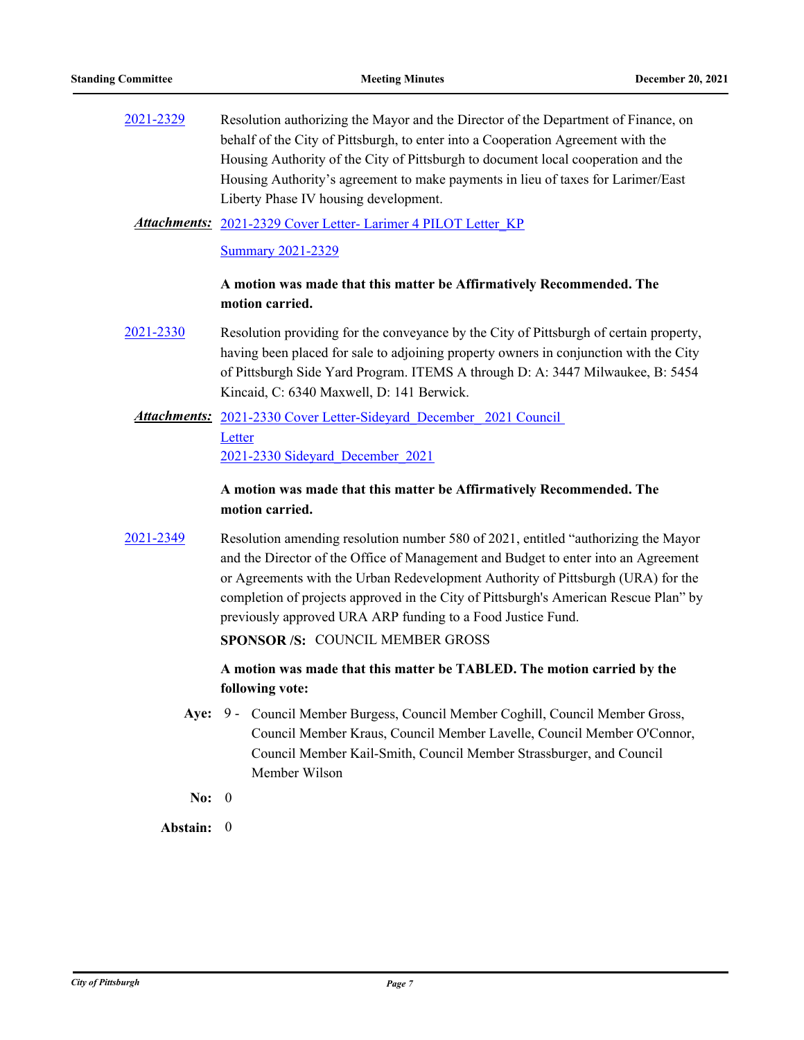2021-2329 Resolution authorizing the Mayor and the Director of the Department of Finance, on behalf of the City of Pittsburgh, to enter into a Cooperation Agreement with the Housing Authority of the City of Pittsburgh to document local cooperation and the Housing Authority's agreement to make payments in lieu of taxes for Larimer/East Liberty Phase IV housing development.

***Attachments:*** 2021-2329 Cover Letter- Larimer 4 PILOT Letter_KP

Summary 2021-2329

**A motion was made that this matter be Affirmatively Recommended. The motion carried.**

2021-2330 Resolution providing for the conveyance by the City of Pittsburgh of certain property, having been placed for sale to adjoining property owners in conjunction with the City of Pittsburgh Side Yard Program. ITEMS A through D: A: 3447 Milwaukee, B: 5454 Kincaid, C: 6340 Maxwell, D: 141 Berwick.

***Attachments:*** 2021-2330 Cover Letter-Sideyard_December_ 2021 Council Letter

2021-2330 Sideyard_December_2021

**A motion was made that this matter be Affirmatively Recommended. The motion carried.**

2021-2349 Resolution amending resolution number 580 of 2021, entitled "authorizing the Mayor and the Director of the Office of Management and Budget to enter into an Agreement or Agreements with the Urban Redevelopment Authority of Pittsburgh (URA) for the completion of projects approved in the City of Pittsburgh's American Rescue Plan" by previously approved URA ARP funding to a Food Justice Fund.

**SPONSOR /S:** COUNCIL MEMBER GROSS

**A motion was made that this matter be TABLED. The motion carried by the following vote:**

**Aye:** 9 - Council Member Burgess, Council Member Coghill, Council Member Gross, Council Member Kraus, Council Member Lavelle, Council Member O'Connor, Council Member Kail-Smith, Council Member Strassburger, and Council Member Wilson

**No:** 0

**Abstain:** 0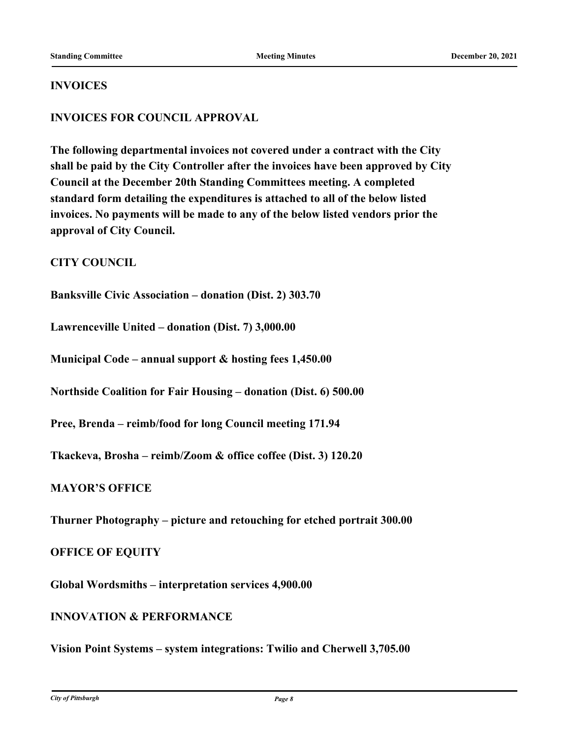## INVOICES

## INVOICES FOR COUNCIL APPROVAL

**The following departmental invoices not covered under a contract with the City shall be paid by the City Controller after the invoices have been approved by City Council at the December 20th Standing Committees meeting. A completed standard form detailing the expenditures is attached to all of the below listed invoices. No payments will be made to any of the below listed vendors prior the approval of City Council.**

### CITY COUNCIL

**Banksville Civic Association – donation (Dist. 2) 303.70**

**Lawrenceville United – donation (Dist. 7) 3,000.00**

**Municipal Code – annual support & hosting fees 1,450.00**

**Northside Coalition for Fair Housing – donation (Dist. 6) 500.00**

**Pree, Brenda – reimb/food for long Council meeting 171.94**

**Tkackeva, Brosha – reimb/Zoom & office coffee (Dist. 3) 120.20**

### MAYOR'S OFFICE

**Thurner Photography – picture and retouching for etched portrait 300.00**

### OFFICE OF EQUITY

**Global Wordsmiths – interpretation services 4,900.00**

### INNOVATION & PERFORMANCE

**Vision Point Systems – system integrations: Twilio and Cherwell 3,705.00**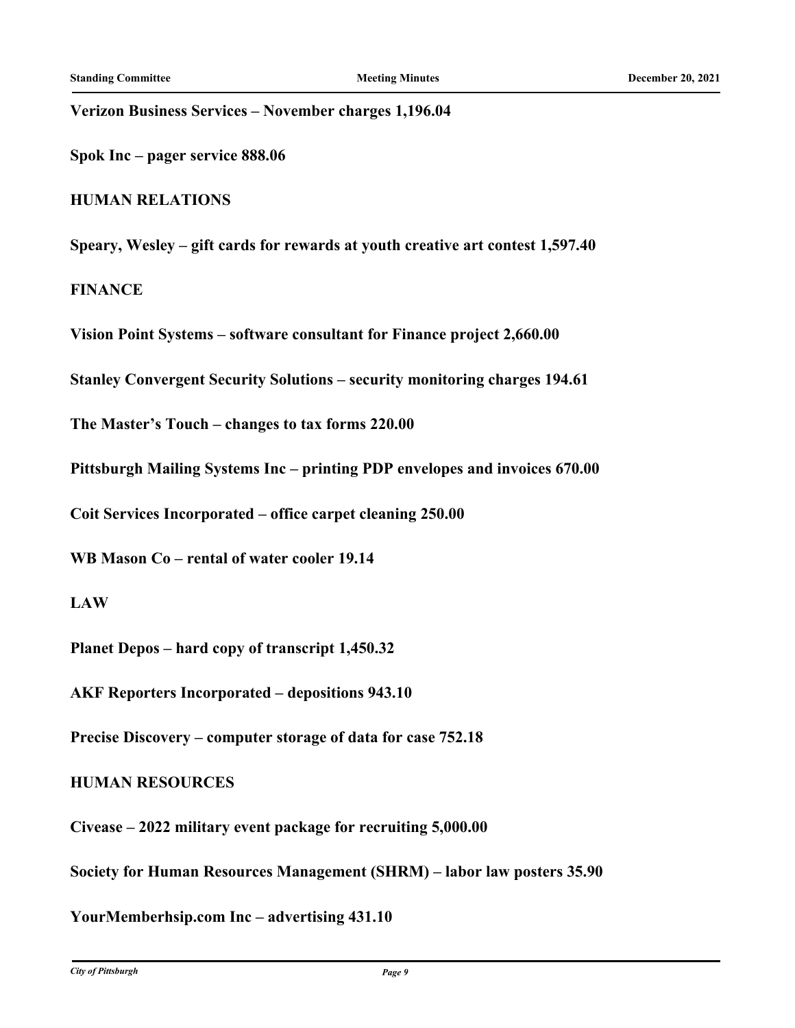**Verizon Business Services – November charges 1,196.04**

**Spok Inc – pager service 888.06**

**HUMAN RELATIONS**

**Speary, Wesley – gift cards for rewards at youth creative art contest 1,597.40**

**FINANCE**

**Vision Point Systems – software consultant for Finance project 2,660.00**

**Stanley Convergent Security Solutions – security monitoring charges 194.61**

**The Master's Touch – changes to tax forms 220.00**

**Pittsburgh Mailing Systems Inc – printing PDP envelopes and invoices 670.00**

**Coit Services Incorporated – office carpet cleaning 250.00**

**WB Mason Co – rental of water cooler 19.14**

**LAW**

**Planet Depos – hard copy of transcript 1,450.32**

**AKF Reporters Incorporated – depositions 943.10**

**Precise Discovery – computer storage of data for case 752.18**

**HUMAN RESOURCES**

**Civease – 2022 military event package for recruiting 5,000.00**

**Society for Human Resources Management (SHRM) – labor law posters 35.90**

**YourMemberhsip.com Inc – advertising 431.10**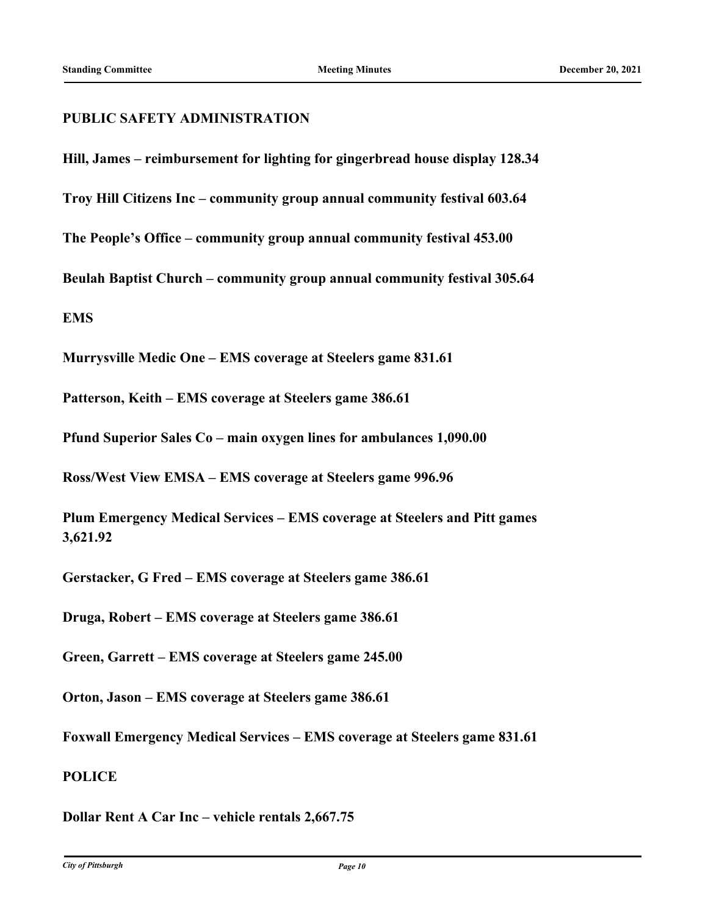**PUBLIC SAFETY ADMINISTRATION**

**Hill, James – reimbursement for lighting for gingerbread house display 128.34**

**Troy Hill Citizens Inc – community group annual community festival 603.64**

**The People's Office – community group annual community festival 453.00**

**Beulah Baptist Church – community group annual community festival 305.64**

**EMS**

**Murrysville Medic One – EMS coverage at Steelers game 831.61**

**Patterson, Keith – EMS coverage at Steelers game 386.61**

**Pfund Superior Sales Co – main oxygen lines for ambulances 1,090.00**

**Ross/West View EMSA – EMS coverage at Steelers game 996.96**

**Plum Emergency Medical Services – EMS coverage at Steelers and Pitt games 3,621.92**

**Gerstacker, G Fred – EMS coverage at Steelers game 386.61**

**Druga, Robert – EMS coverage at Steelers game 386.61**

**Green, Garrett – EMS coverage at Steelers game 245.00**

**Orton, Jason – EMS coverage at Steelers game 386.61**

**Foxwall Emergency Medical Services – EMS coverage at Steelers game 831.61**

**POLICE**

**Dollar Rent A Car Inc – vehicle rentals 2,667.75**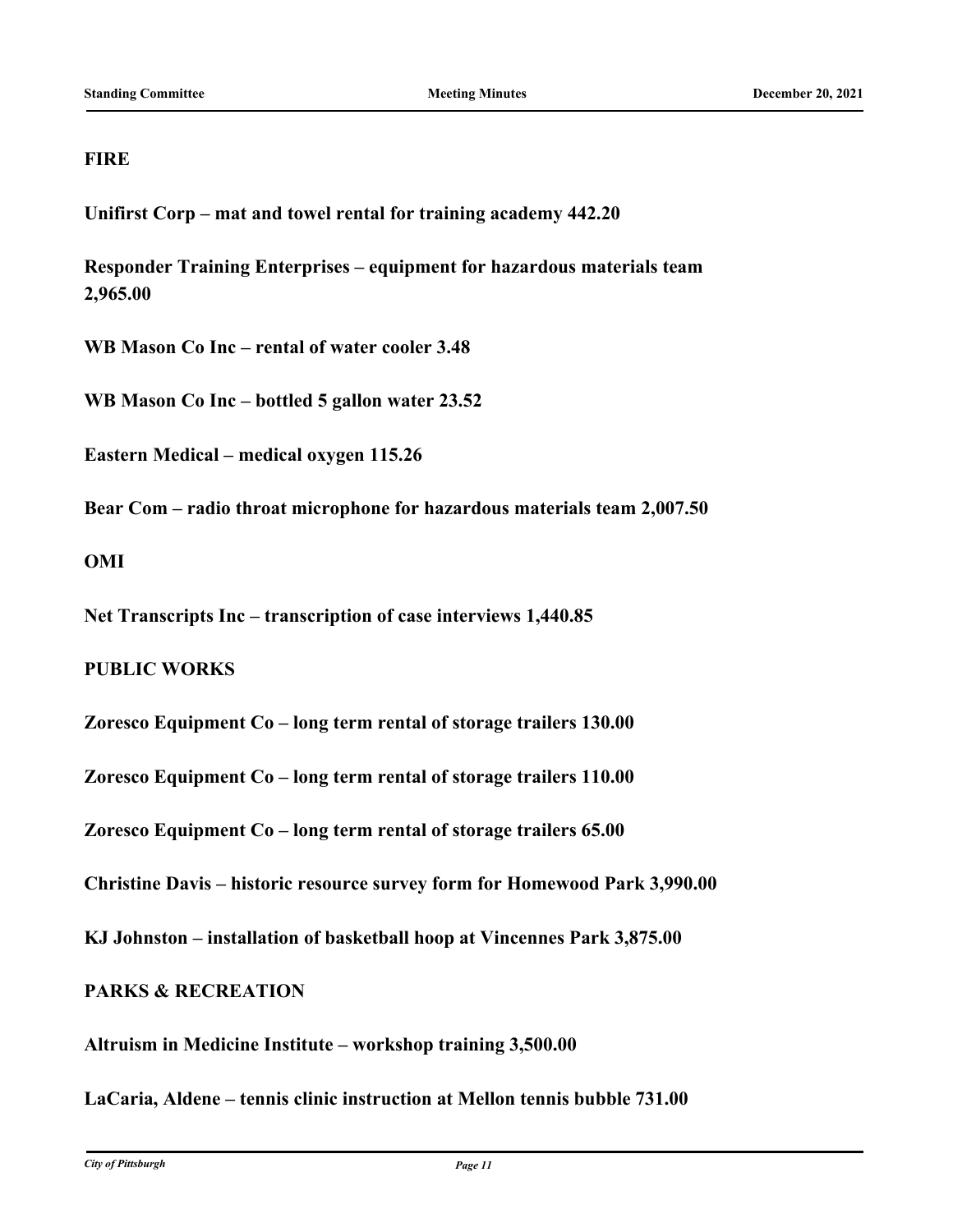**FIRE**

**Unifirst Corp – mat and towel rental for training academy 442.20**

**Responder Training Enterprises – equipment for hazardous materials team 2,965.00**

**WB Mason Co Inc – rental of water cooler 3.48**

**WB Mason Co Inc – bottled 5 gallon water 23.52**

**Eastern Medical – medical oxygen 115.26**

**Bear Com – radio throat microphone for hazardous materials team 2,007.50**

**OMI**

**Net Transcripts Inc – transcription of case interviews 1,440.85**

**PUBLIC WORKS**

**Zoresco Equipment Co – long term rental of storage trailers 130.00**

**Zoresco Equipment Co – long term rental of storage trailers 110.00**

**Zoresco Equipment Co – long term rental of storage trailers 65.00**

**Christine Davis – historic resource survey form for Homewood Park 3,990.00**

**KJ Johnston – installation of basketball hoop at Vincennes Park 3,875.00**

**PARKS & RECREATION**

**Altruism in Medicine Institute – workshop training 3,500.00**

**LaCaria, Aldene – tennis clinic instruction at Mellon tennis bubble 731.00**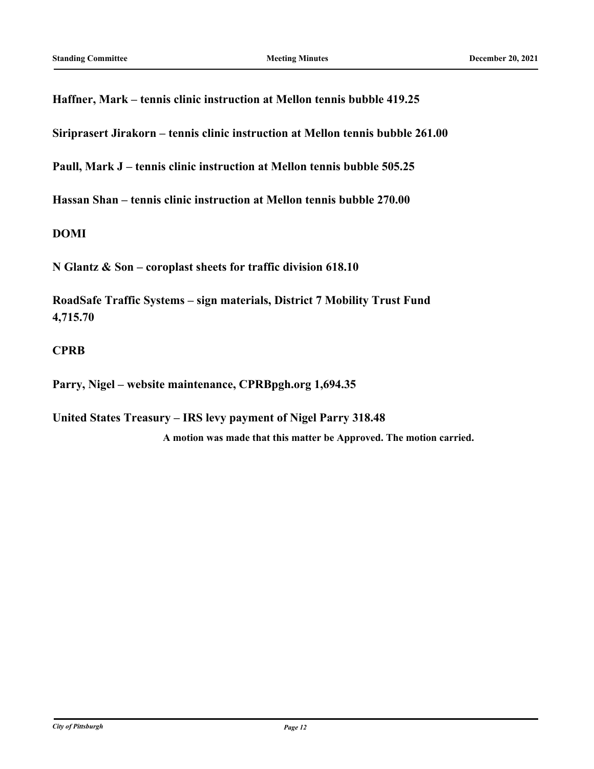**Haffner, Mark – tennis clinic instruction at Mellon tennis bubble 419.25**

**Siriprasert Jirakorn – tennis clinic instruction at Mellon tennis bubble 261.00**

**Paull, Mark J – tennis clinic instruction at Mellon tennis bubble 505.25**

**Hassan Shan – tennis clinic instruction at Mellon tennis bubble 270.00**

**DOMI**

**N Glantz & Son – coroplast sheets for traffic division 618.10**

**RoadSafe Traffic Systems – sign materials, District 7 Mobility Trust Fund 4,715.70**

**CPRB**

**Parry, Nigel – website maintenance, CPRBpgh.org 1,694.35**

**United States Treasury – IRS levy payment of Nigel Parry 318.48**

**A motion was made that this matter be Approved. The motion carried.**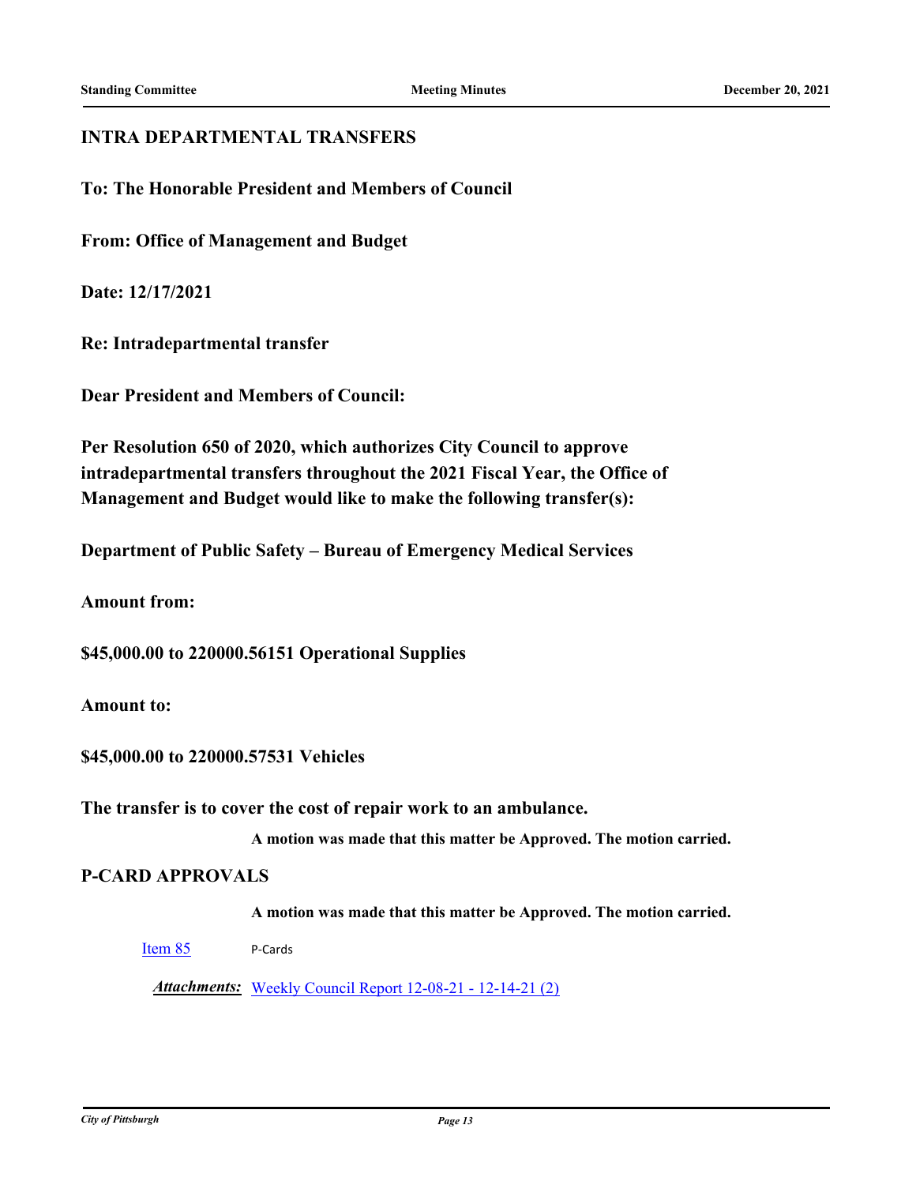## INTRA DEPARTMENTAL TRANSFERS

**To: The Honorable President and Members of Council**

**From: Office of Management and Budget**

**Date: 12/17/2021**

**Re: Intradepartmental transfer**

**Dear President and Members of Council:**

**Per Resolution 650 of 2020, which authorizes City Council to approve intradepartmental transfers throughout the 2021 Fiscal Year, the Office of Management and Budget would like to make the following transfer(s):**

**Department of Public Safety – Bureau of Emergency Medical Services**

**Amount from:**

**$45,000.00 to 220000.56151 Operational Supplies**

**Amount to:**

**$45,000.00 to 220000.57531 Vehicles**

**The transfer is to cover the cost of repair work to an ambulance.**

**A motion was made that this matter be Approved. The motion carried.**

## P-CARD APPROVALS

**A motion was made that this matter be Approved. The motion carried.**

Item 85 P-Cards

***Attachments:*** Weekly Council Report 12-08-21 - 12-14-21 (2)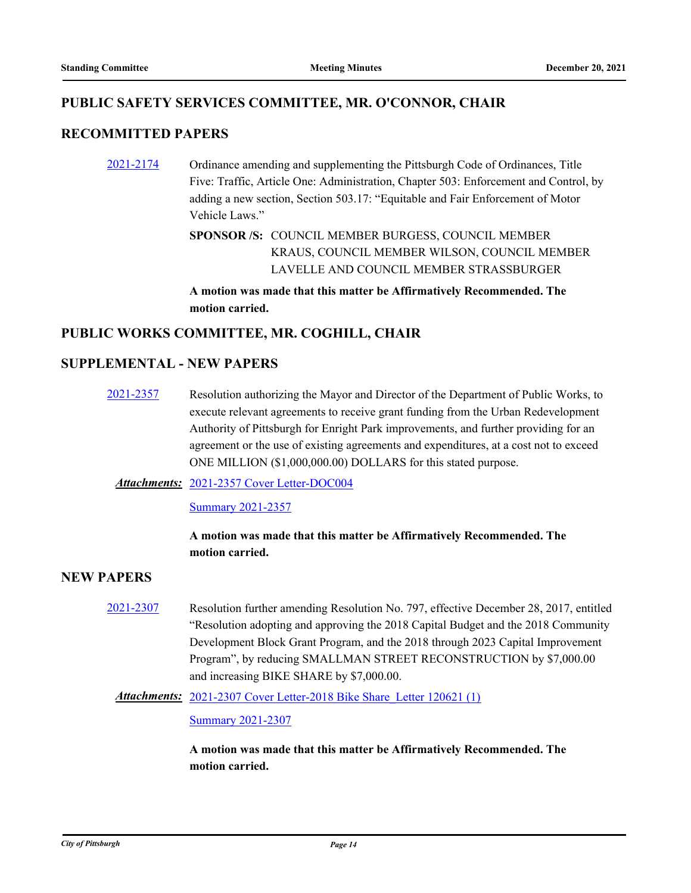## PUBLIC SAFETY SERVICES COMMITTEE, MR. O'CONNOR, CHAIR

## RECOMMITTED PAPERS

2021-2174 Ordinance amending and supplementing the Pittsburgh Code of Ordinances, Title Five: Traffic, Article One: Administration, Chapter 503: Enforcement and Control, by adding a new section, Section 503.17: "Equitable and Fair Enforcement of Motor Vehicle Laws."

**SPONSOR /S:** COUNCIL MEMBER BURGESS, COUNCIL MEMBER KRAUS, COUNCIL MEMBER WILSON, COUNCIL MEMBER LAVELLE AND COUNCIL MEMBER STRASSBURGER

**A motion was made that this matter be Affirmatively Recommended. The motion carried.**

## PUBLIC WORKS COMMITTEE, MR. COGHILL, CHAIR

## SUPPLEMENTAL - NEW PAPERS

2021-2357 Resolution authorizing the Mayor and Director of the Department of Public Works, to execute relevant agreements to receive grant funding from the Urban Redevelopment Authority of Pittsburgh for Enright Park improvements, and further providing for an agreement or the use of existing agreements and expenditures, at a cost not to exceed ONE MILLION ($1,000,000.00) DOLLARS for this stated purpose.

***Attachments:*** 2021-2357 Cover Letter-DOC004

Summary 2021-2357

**A motion was made that this matter be Affirmatively Recommended. The motion carried.**

## NEW PAPERS

2021-2307 Resolution further amending Resolution No. 797, effective December 28, 2017, entitled "Resolution adopting and approving the 2018 Capital Budget and the 2018 Community Development Block Grant Program, and the 2018 through 2023 Capital Improvement Program", by reducing SMALLMAN STREET RECONSTRUCTION by $7,000.00 and increasing BIKE SHARE by $7,000.00.

***Attachments:*** 2021-2307 Cover Letter-2018 Bike Share_Letter 120621 (1)

Summary 2021-2307

**A motion was made that this matter be Affirmatively Recommended. The motion carried.**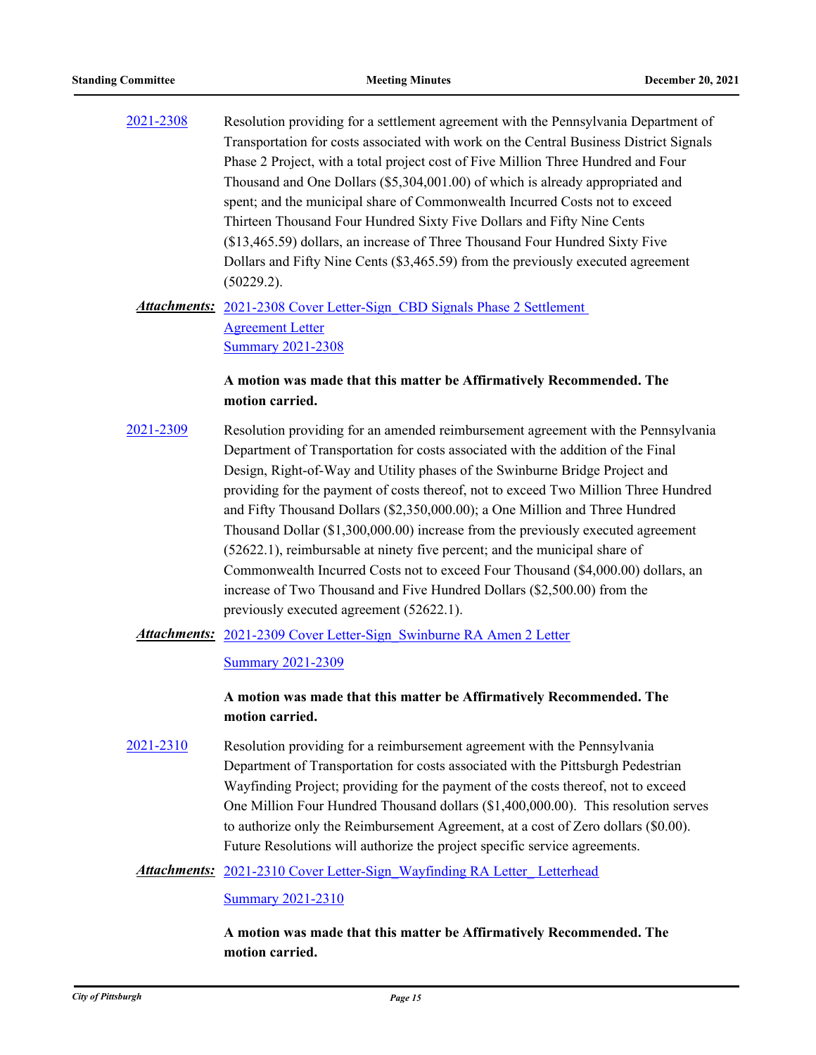2021-2308 Resolution providing for a settlement agreement with the Pennsylvania Department of Transportation for costs associated with work on the Central Business District Signals Phase 2 Project, with a total project cost of Five Million Three Hundred and Four Thousand and One Dollars ($5,304,001.00) of which is already appropriated and spent; and the municipal share of Commonwealth Incurred Costs not to exceed Thirteen Thousand Four Hundred Sixty Five Dollars and Fifty Nine Cents ($13,465.59) dollars, an increase of Three Thousand Four Hundred Sixty Five Dollars and Fifty Nine Cents ($3,465.59) from the previously executed agreement (50229.2).

***Attachments:*** 2021-2308 Cover Letter-Sign_CBD Signals Phase 2 Settlement Agreement Letter
Summary 2021-2308

**A motion was made that this matter be Affirmatively Recommended. The motion carried.**

2021-2309 Resolution providing for an amended reimbursement agreement with the Pennsylvania Department of Transportation for costs associated with the addition of the Final Design, Right-of-Way and Utility phases of the Swinburne Bridge Project and providing for the payment of costs thereof, not to exceed Two Million Three Hundred and Fifty Thousand Dollars ($2,350,000.00); a One Million and Three Hundred Thousand Dollar ($1,300,000.00) increase from the previously executed agreement (52622.1), reimbursable at ninety five percent; and the municipal share of Commonwealth Incurred Costs not to exceed Four Thousand ($4,000.00) dollars, an increase of Two Thousand and Five Hundred Dollars ($2,500.00) from the previously executed agreement (52622.1).

***Attachments:*** 2021-2309 Cover Letter-Sign_Swinburne RA Amen 2 Letter
Summary 2021-2309

**A motion was made that this matter be Affirmatively Recommended. The motion carried.**

2021-2310 Resolution providing for a reimbursement agreement with the Pennsylvania Department of Transportation for costs associated with the Pittsburgh Pedestrian Wayfinding Project; providing for the payment of the costs thereof, not to exceed One Million Four Hundred Thousand dollars ($1,400,000.00). This resolution serves to authorize only the Reimbursement Agreement, at a cost of Zero dollars ($0.00). Future Resolutions will authorize the project specific service agreements.

***Attachments:*** 2021-2310 Cover Letter-Sign_Wayfinding RA Letter_ Letterhead
Summary 2021-2310

**A motion was made that this matter be Affirmatively Recommended. The motion carried.**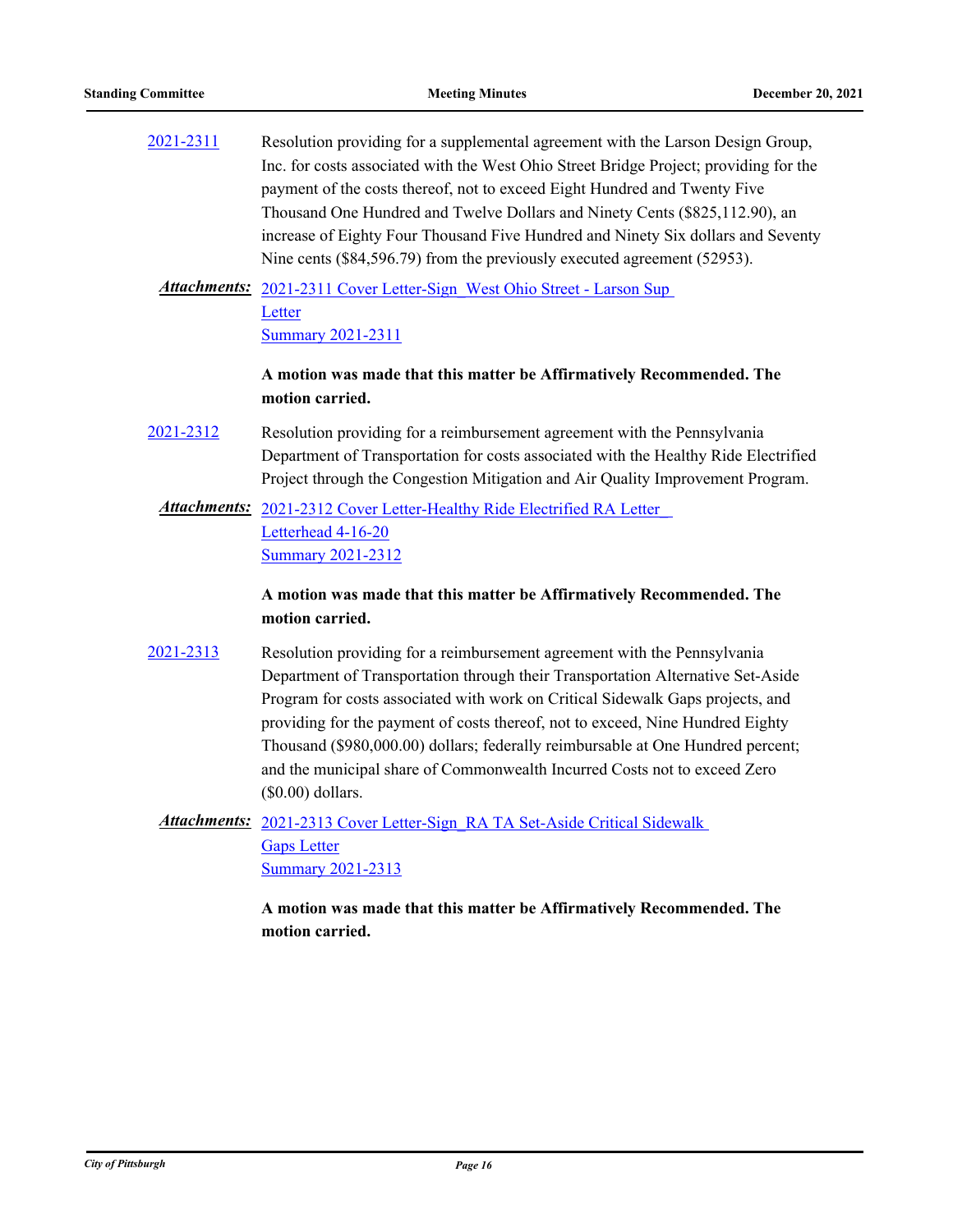2021-2311 Resolution providing for a supplemental agreement with the Larson Design Group, Inc. for costs associated with the West Ohio Street Bridge Project; providing for the payment of the costs thereof, not to exceed Eight Hundred and Twenty Five Thousand One Hundred and Twelve Dollars and Ninety Cents ($825,112.90), an increase of Eighty Four Thousand Five Hundred and Ninety Six dollars and Seventy Nine cents ($84,596.79) from the previously executed agreement (52953).

***Attachments:*** 2021-2311 Cover Letter-Sign_West Ohio Street - Larson Sup Letter
Summary 2021-2311

**A motion was made that this matter be Affirmatively Recommended. The motion carried.**

2021-2312 Resolution providing for a reimbursement agreement with the Pennsylvania Department of Transportation for costs associated with the Healthy Ride Electrified Project through the Congestion Mitigation and Air Quality Improvement Program.

***Attachments:*** 2021-2312 Cover Letter-Healthy Ride Electrified RA Letter_ Letterhead 4-16-20
Summary 2021-2312

**A motion was made that this matter be Affirmatively Recommended. The motion carried.**

2021-2313 Resolution providing for a reimbursement agreement with the Pennsylvania Department of Transportation through their Transportation Alternative Set-Aside Program for costs associated with work on Critical Sidewalk Gaps projects, and providing for the payment of costs thereof, not to exceed, Nine Hundred Eighty Thousand ($980,000.00) dollars; federally reimbursable at One Hundred percent; and the municipal share of Commonwealth Incurred Costs not to exceed Zero ($0.00) dollars.

***Attachments:*** 2021-2313 Cover Letter-Sign_RA TA Set-Aside Critical Sidewalk Gaps Letter
Summary 2021-2313

**A motion was made that this matter be Affirmatively Recommended. The motion carried.**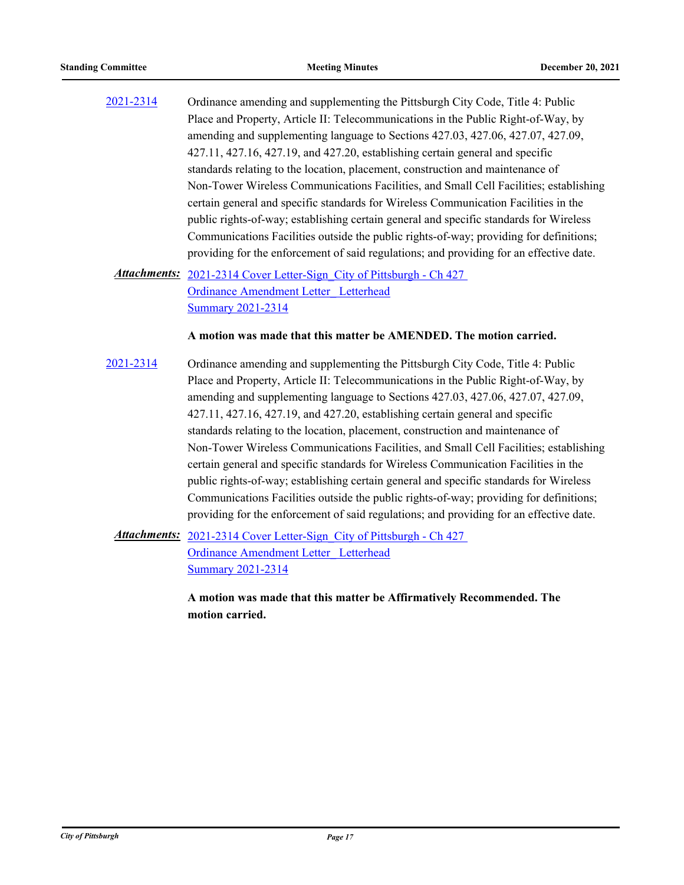2021-2314 Ordinance amending and supplementing the Pittsburgh City Code, Title 4: Public Place and Property, Article II: Telecommunications in the Public Right-of-Way, by amending and supplementing language to Sections 427.03, 427.06, 427.07, 427.09, 427.11, 427.16, 427.19, and 427.20, establishing certain general and specific standards relating to the location, placement, construction and maintenance of Non-Tower Wireless Communications Facilities, and Small Cell Facilities; establishing certain general and specific standards for Wireless Communication Facilities in the public rights-of-way; establishing certain general and specific standards for Wireless Communications Facilities outside the public rights-of-way; providing for definitions; providing for the enforcement of said regulations; and providing for an effective date.

***Attachments:*** 2021-2314 Cover Letter-Sign_City of Pittsburgh - Ch 427 Ordinance Amendment Letter_ Letterhead
Summary 2021-2314

**A motion was made that this matter be AMENDED. The motion carried.**

2021-2314 Ordinance amending and supplementing the Pittsburgh City Code, Title 4: Public Place and Property, Article II: Telecommunications in the Public Right-of-Way, by amending and supplementing language to Sections 427.03, 427.06, 427.07, 427.09, 427.11, 427.16, 427.19, and 427.20, establishing certain general and specific standards relating to the location, placement, construction and maintenance of Non-Tower Wireless Communications Facilities, and Small Cell Facilities; establishing certain general and specific standards for Wireless Communication Facilities in the public rights-of-way; establishing certain general and specific standards for Wireless Communications Facilities outside the public rights-of-way; providing for definitions; providing for the enforcement of said regulations; and providing for an effective date.

***Attachments:*** 2021-2314 Cover Letter-Sign_City of Pittsburgh - Ch 427 Ordinance Amendment Letter_ Letterhead
Summary 2021-2314

**A motion was made that this matter be Affirmatively Recommended. The motion carried.**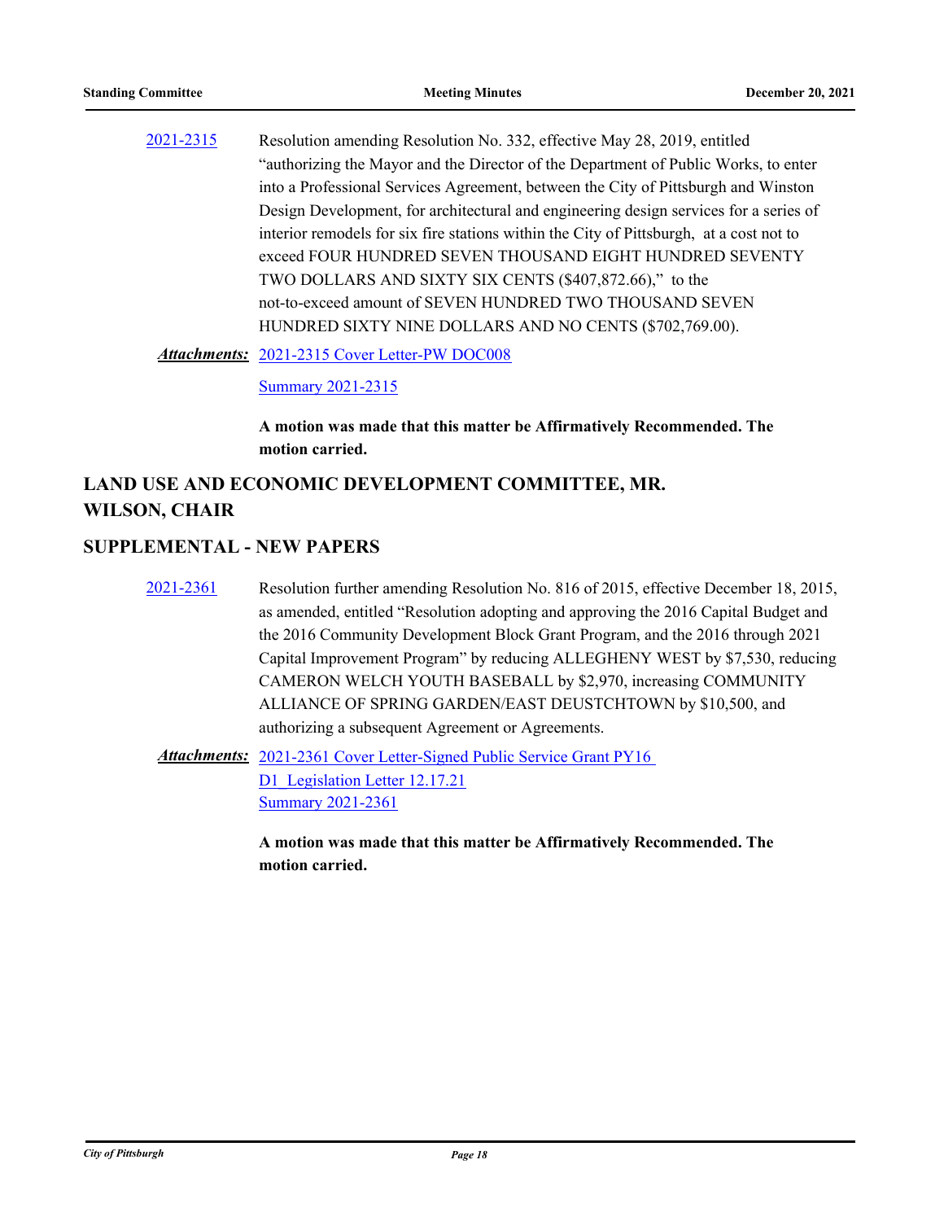2021-2315 Resolution amending Resolution No. 332, effective May 28, 2019, entitled "authorizing the Mayor and the Director of the Department of Public Works, to enter into a Professional Services Agreement, between the City of Pittsburgh and Winston Design Development, for architectural and engineering design services for a series of interior remodels for six fire stations within the City of Pittsburgh, at a cost not to exceed FOUR HUNDRED SEVEN THOUSAND EIGHT HUNDRED SEVENTY TWO DOLLARS AND SIXTY SIX CENTS ($407,872.66)," to the not-to-exceed amount of SEVEN HUNDRED TWO THOUSAND SEVEN HUNDRED SIXTY NINE DOLLARS AND NO CENTS ($702,769.00).

***Attachments:*** 2021-2315 Cover Letter-PW DOC008

Summary 2021-2315

**A motion was made that this matter be Affirmatively Recommended. The motion carried.**

## LAND USE AND ECONOMIC DEVELOPMENT COMMITTEE, MR. WILSON, CHAIR

## SUPPLEMENTAL - NEW PAPERS

2021-2361 Resolution further amending Resolution No. 816 of 2015, effective December 18, 2015, as amended, entitled "Resolution adopting and approving the 2016 Capital Budget and the 2016 Community Development Block Grant Program, and the 2016 through 2021 Capital Improvement Program" by reducing ALLEGHENY WEST by $7,530, reducing CAMERON WELCH YOUTH BASEBALL by $2,970, increasing COMMUNITY ALLIANCE OF SPRING GARDEN/EAST DEUSTCHTOWN by $10,500, and authorizing a subsequent Agreement or Agreements.

***Attachments:*** 2021-2361 Cover Letter-Signed Public Service Grant PY16 D1_Legislation Letter 12.17.21

Summary 2021-2361

**A motion was made that this matter be Affirmatively Recommended. The motion carried.**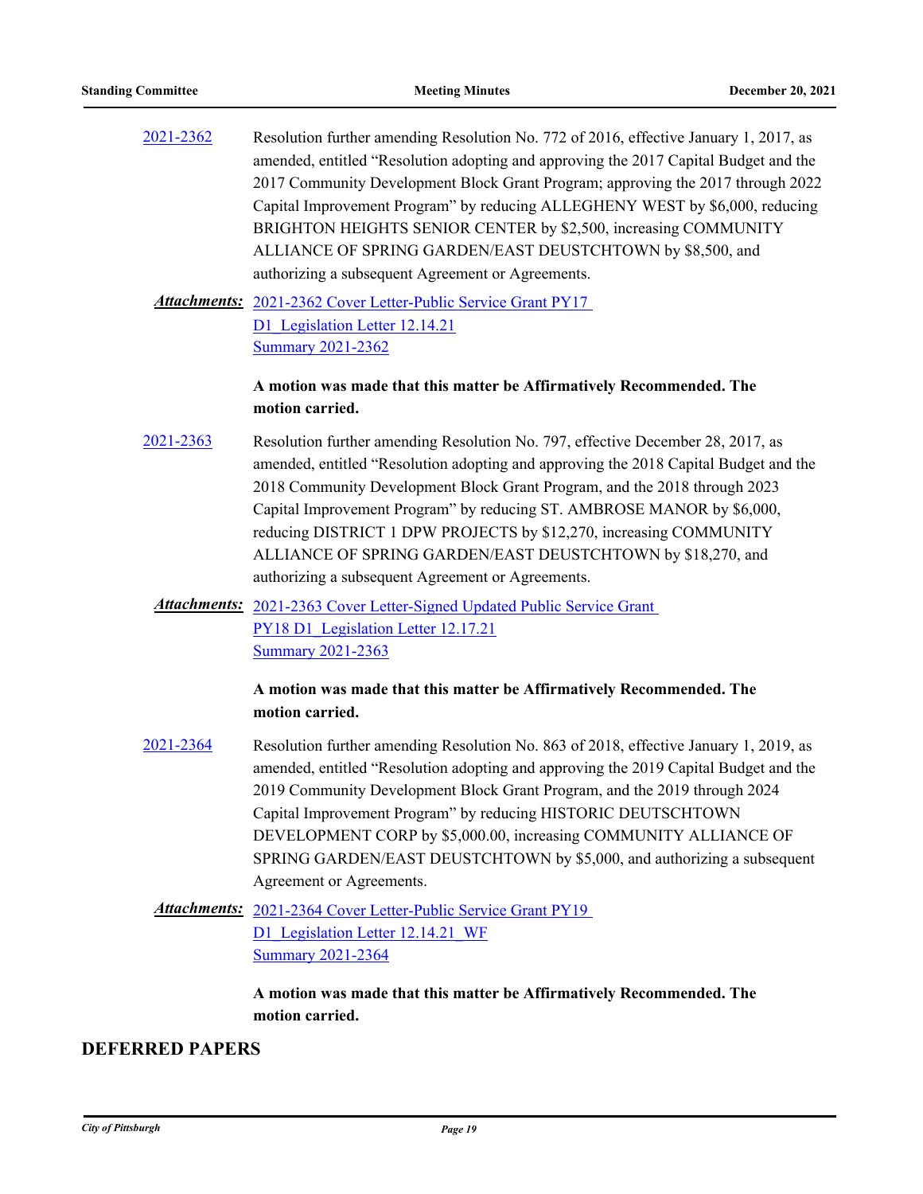2021-2362 Resolution further amending Resolution No. 772 of 2016, effective January 1, 2017, as amended, entitled "Resolution adopting and approving the 2017 Capital Budget and the 2017 Community Development Block Grant Program; approving the 2017 through 2022 Capital Improvement Program" by reducing ALLEGHENY WEST by $6,000, reducing BRIGHTON HEIGHTS SENIOR CENTER by $2,500, increasing COMMUNITY ALLIANCE OF SPRING GARDEN/EAST DEUSTCHTOWN by $8,500, and authorizing a subsequent Agreement or Agreements.

***Attachments:*** 2021-2362 Cover Letter-Public Service Grant PY17 D1_Legislation Letter 12.14.21
Summary 2021-2362

**A motion was made that this matter be Affirmatively Recommended. The motion carried.**

2021-2363 Resolution further amending Resolution No. 797, effective December 28, 2017, as amended, entitled "Resolution adopting and approving the 2018 Capital Budget and the 2018 Community Development Block Grant Program, and the 2018 through 2023 Capital Improvement Program" by reducing ST. AMBROSE MANOR by $6,000, reducing DISTRICT 1 DPW PROJECTS by $12,270, increasing COMMUNITY ALLIANCE OF SPRING GARDEN/EAST DEUSTCHTOWN by $18,270, and authorizing a subsequent Agreement or Agreements.

***Attachments:*** 2021-2363 Cover Letter-Signed Updated Public Service Grant PY18 D1_Legislation Letter 12.17.21
Summary 2021-2363

**A motion was made that this matter be Affirmatively Recommended. The motion carried.**

2021-2364 Resolution further amending Resolution No. 863 of 2018, effective January 1, 2019, as amended, entitled "Resolution adopting and approving the 2019 Capital Budget and the 2019 Community Development Block Grant Program, and the 2019 through 2024 Capital Improvement Program" by reducing HISTORIC DEUTSCHTOWN DEVELOPMENT CORP by $5,000.00, increasing COMMUNITY ALLIANCE OF SPRING GARDEN/EAST DEUSTCHTOWN by $5,000, and authorizing a subsequent Agreement or Agreements.

***Attachments:*** 2021-2364 Cover Letter-Public Service Grant PY19 D1_Legislation Letter 12.14.21_WF
Summary 2021-2364

**A motion was made that this matter be Affirmatively Recommended. The motion carried.**

## DEFERRED PAPERS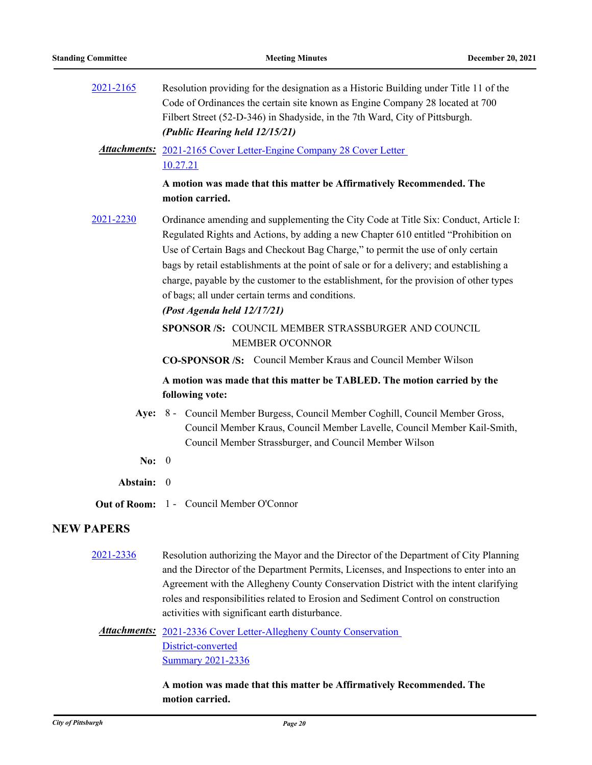2021-2165 Resolution providing for the designation as a Historic Building under Title 11 of the Code of Ordinances the certain site known as Engine Company 28 located at 700 Filbert Street (52-D-346) in Shadyside, in the 7th Ward, City of Pittsburgh.
***(Public Hearing held 12/15/21)***

***Attachments:*** 2021-2165 Cover Letter-Engine Company 28 Cover Letter 10.27.21

**A motion was made that this matter be Affirmatively Recommended. The motion carried.**

2021-2230 Ordinance amending and supplementing the City Code at Title Six: Conduct, Article I: Regulated Rights and Actions, by adding a new Chapter 610 entitled "Prohibition on Use of Certain Bags and Checkout Bag Charge," to permit the use of only certain bags by retail establishments at the point of sale or for a delivery; and establishing a charge, payable by the customer to the establishment, for the provision of other types of bags; all under certain terms and conditions.
***(Post Agenda held 12/17/21)***

**SPONSOR /S:** COUNCIL MEMBER STRASSBURGER AND COUNCIL MEMBER O'CONNOR

**CO-SPONSOR /S:** Council Member Kraus and Council Member Wilson

**A motion was made that this matter be TABLED. The motion carried by the following vote:**

**Aye:** 8 - Council Member Burgess, Council Member Coghill, Council Member Gross, Council Member Kraus, Council Member Lavelle, Council Member Kail-Smith, Council Member Strassburger, and Council Member Wilson

**No:** 0

**Abstain:** 0

**Out of Room:** 1 - Council Member O'Connor

## NEW PAPERS

2021-2336 Resolution authorizing the Mayor and the Director of the Department of City Planning and the Director of the Department Permits, Licenses, and Inspections to enter into an Agreement with the Allegheny County Conservation District with the intent clarifying roles and responsibilities related to Erosion and Sediment Control on construction activities with significant earth disturbance.

***Attachments:*** 2021-2336 Cover Letter-Allegheny County Conservation District-converted
Summary 2021-2336

**A motion was made that this matter be Affirmatively Recommended. The motion carried.**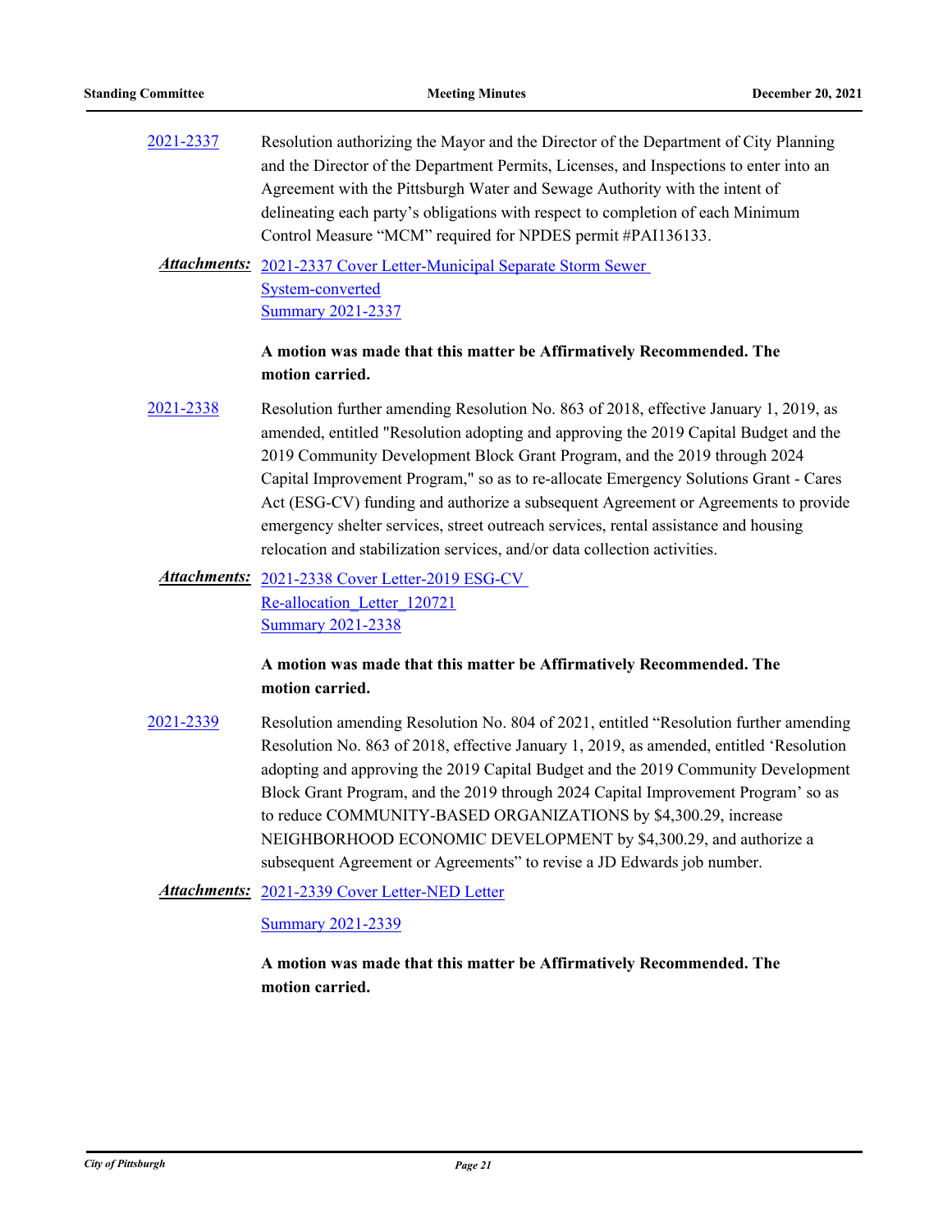2021-2337 Resolution authorizing the Mayor and the Director of the Department of City Planning and the Director of the Department Permits, Licenses, and Inspections to enter into an Agreement with the Pittsburgh Water and Sewage Authority with the intent of delineating each party's obligations with respect to completion of each Minimum Control Measure "MCM" required for NPDES permit #PAI136133.

***Attachments:*** 2021-2337 Cover Letter-Municipal Separate Storm Sewer System-converted
Summary 2021-2337

**A motion was made that this matter be Affirmatively Recommended. The motion carried.**

2021-2338 Resolution further amending Resolution No. 863 of 2018, effective January 1, 2019, as amended, entitled "Resolution adopting and approving the 2019 Capital Budget and the 2019 Community Development Block Grant Program, and the 2019 through 2024 Capital Improvement Program," so as to re-allocate Emergency Solutions Grant - Cares Act (ESG-CV) funding and authorize a subsequent Agreement or Agreements to provide emergency shelter services, street outreach services, rental assistance and housing relocation and stabilization services, and/or data collection activities.

***Attachments:*** 2021-2338 Cover Letter-2019 ESG-CV Re-allocation_Letter_120721
Summary 2021-2338

**A motion was made that this matter be Affirmatively Recommended. The motion carried.**

2021-2339 Resolution amending Resolution No. 804 of 2021, entitled "Resolution further amending Resolution No. 863 of 2018, effective January 1, 2019, as amended, entitled 'Resolution adopting and approving the 2019 Capital Budget and the 2019 Community Development Block Grant Program, and the 2019 through 2024 Capital Improvement Program' so as to reduce COMMUNITY-BASED ORGANIZATIONS by $4,300.29, increase NEIGHBORHOOD ECONOMIC DEVELOPMENT by $4,300.29, and authorize a subsequent Agreement or Agreements" to revise a JD Edwards job number.

***Attachments:*** 2021-2339 Cover Letter-NED Letter
Summary 2021-2339

**A motion was made that this matter be Affirmatively Recommended. The motion carried.**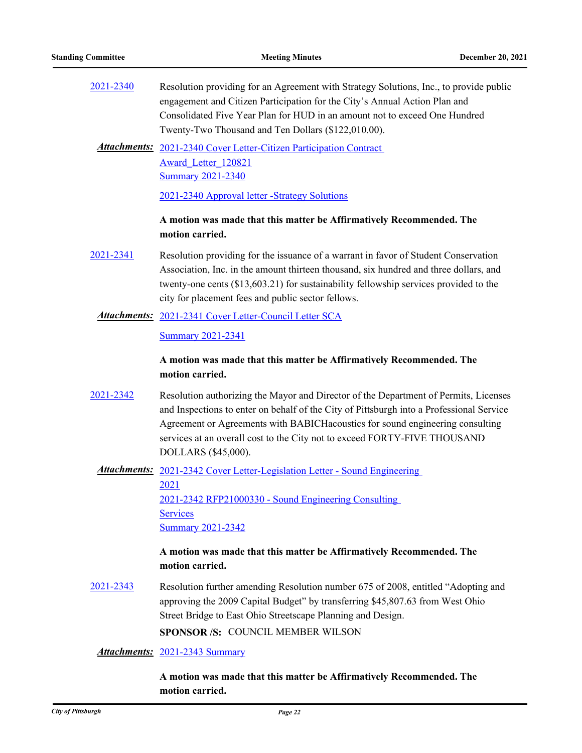2021-2340 Resolution providing for an Agreement with Strategy Solutions, Inc., to provide public engagement and Citizen Participation for the City's Annual Action Plan and Consolidated Five Year Plan for HUD in an amount not to exceed One Hundred Twenty-Two Thousand and Ten Dollars ($122,010.00).

***Attachments:*** 2021-2340 Cover Letter-Citizen Participation Contract Award_Letter_120821
Summary 2021-2340
2021-2340 Approval letter -Strategy Solutions

**A motion was made that this matter be Affirmatively Recommended. The motion carried.**

2021-2341 Resolution providing for the issuance of a warrant in favor of Student Conservation Association, Inc. in the amount thirteen thousand, six hundred and three dollars, and twenty-one cents ($13,603.21) for sustainability fellowship services provided to the city for placement fees and public sector fellows.

***Attachments:*** 2021-2341 Cover Letter-Council Letter SCA
Summary 2021-2341

**A motion was made that this matter be Affirmatively Recommended. The motion carried.**

2021-2342 Resolution authorizing the Mayor and Director of the Department of Permits, Licenses and Inspections to enter on behalf of the City of Pittsburgh into a Professional Service Agreement or Agreements with BABICHacoustics for sound engineering consulting services at an overall cost to the City not to exceed FORTY-FIVE THOUSAND DOLLARS ($45,000).

***Attachments:*** 2021-2342 Cover Letter-Legislation Letter - Sound Engineering 2021
2021-2342 RFP21000330 - Sound Engineering Consulting Services
Summary 2021-2342

**A motion was made that this matter be Affirmatively Recommended. The motion carried.**

2021-2343 Resolution further amending Resolution number 675 of 2008, entitled "Adopting and approving the 2009 Capital Budget" by transferring $45,807.63 from West Ohio Street Bridge to East Ohio Streetscape Planning and Design.

**SPONSOR /S:** COUNCIL MEMBER WILSON

***Attachments:*** 2021-2343 Summary

**A motion was made that this matter be Affirmatively Recommended. The motion carried.**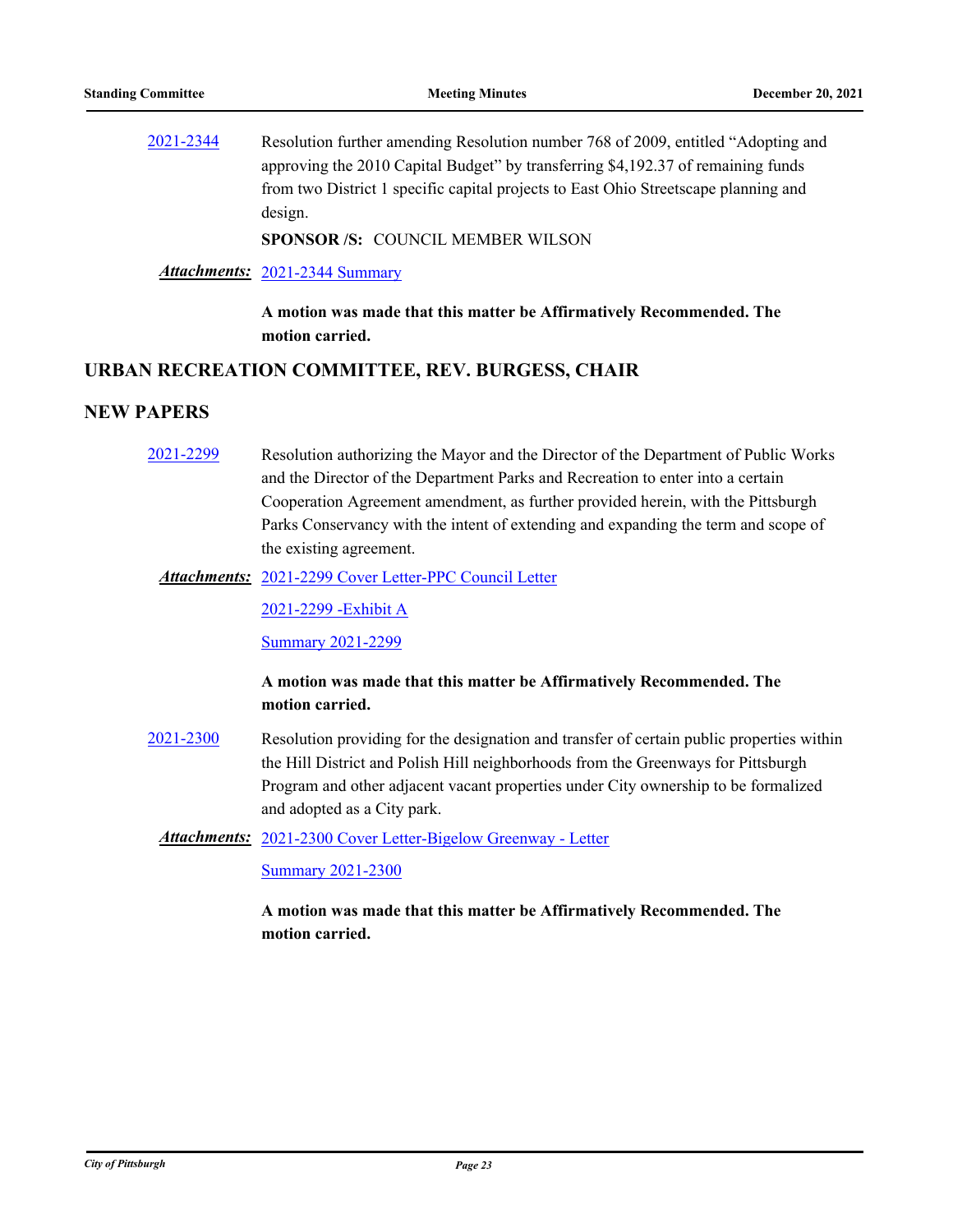2021-2344 Resolution further amending Resolution number 768 of 2009, entitled "Adopting and approving the 2010 Capital Budget" by transferring $4,192.37 of remaining funds from two District 1 specific capital projects to East Ohio Streetscape planning and design.

**SPONSOR /S:** COUNCIL MEMBER WILSON

***Attachments:*** 2021-2344 Summary

**A motion was made that this matter be Affirmatively Recommended. The motion carried.**

## URBAN RECREATION COMMITTEE, REV. BURGESS, CHAIR

## NEW PAPERS

2021-2299 Resolution authorizing the Mayor and the Director of the Department of Public Works and the Director of the Department Parks and Recreation to enter into a certain Cooperation Agreement amendment, as further provided herein, with the Pittsburgh Parks Conservancy with the intent of extending and expanding the term and scope of the existing agreement.

***Attachments:*** 2021-2299 Cover Letter-PPC Council Letter

2021-2299 -Exhibit A

Summary 2021-2299

**A motion was made that this matter be Affirmatively Recommended. The motion carried.**

2021-2300 Resolution providing for the designation and transfer of certain public properties within the Hill District and Polish Hill neighborhoods from the Greenways for Pittsburgh Program and other adjacent vacant properties under City ownership to be formalized and adopted as a City park.

***Attachments:*** 2021-2300 Cover Letter-Bigelow Greenway - Letter

Summary 2021-2300

**A motion was made that this matter be Affirmatively Recommended. The motion carried.**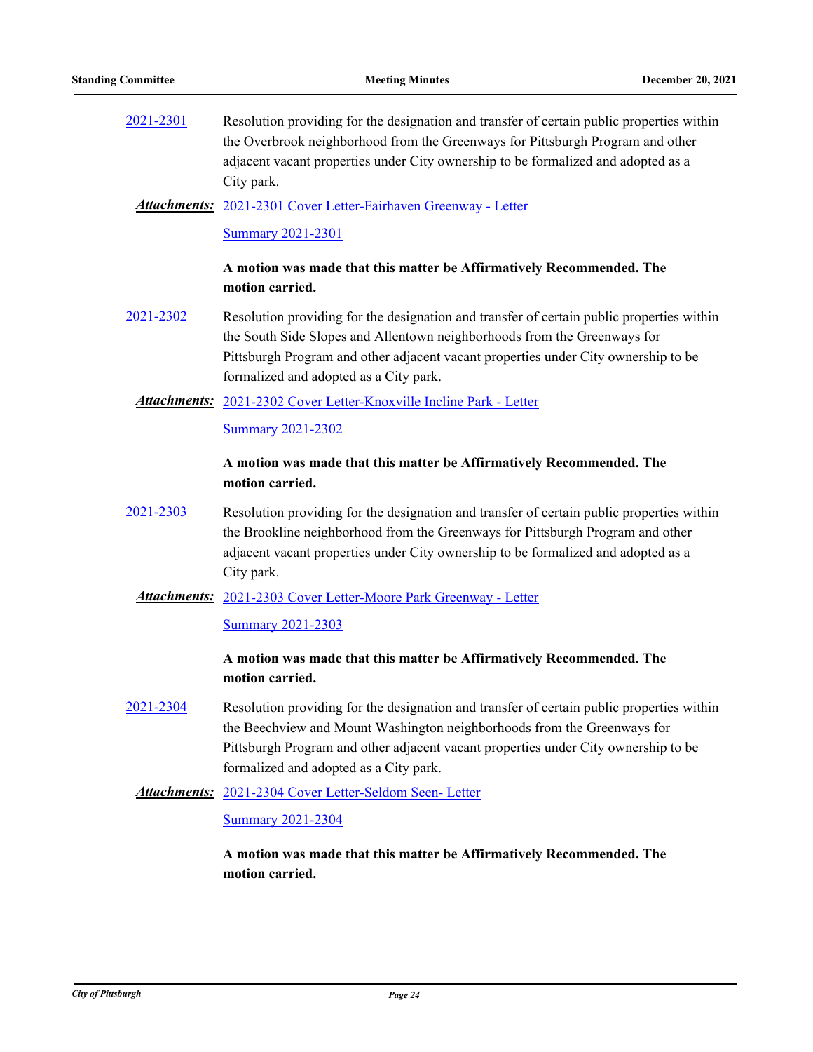2021-2301 Resolution providing for the designation and transfer of certain public properties within the Overbrook neighborhood from the Greenways for Pittsburgh Program and other adjacent vacant properties under City ownership to be formalized and adopted as a City park.

***Attachments:*** 2021-2301 Cover Letter-Fairhaven Greenway - Letter

Summary 2021-2301

**A motion was made that this matter be Affirmatively Recommended. The motion carried.**

2021-2302 Resolution providing for the designation and transfer of certain public properties within the South Side Slopes and Allentown neighborhoods from the Greenways for Pittsburgh Program and other adjacent vacant properties under City ownership to be formalized and adopted as a City park.

***Attachments:*** 2021-2302 Cover Letter-Knoxville Incline Park - Letter

Summary 2021-2302

**A motion was made that this matter be Affirmatively Recommended. The motion carried.**

2021-2303 Resolution providing for the designation and transfer of certain public properties within the Brookline neighborhood from the Greenways for Pittsburgh Program and other adjacent vacant properties under City ownership to be formalized and adopted as a City park.

***Attachments:*** 2021-2303 Cover Letter-Moore Park Greenway - Letter

Summary 2021-2303

**A motion was made that this matter be Affirmatively Recommended. The motion carried.**

2021-2304 Resolution providing for the designation and transfer of certain public properties within the Beechview and Mount Washington neighborhoods from the Greenways for Pittsburgh Program and other adjacent vacant properties under City ownership to be formalized and adopted as a City park.

***Attachments:*** 2021-2304 Cover Letter-Seldom Seen- Letter

Summary 2021-2304

**A motion was made that this matter be Affirmatively Recommended. The motion carried.**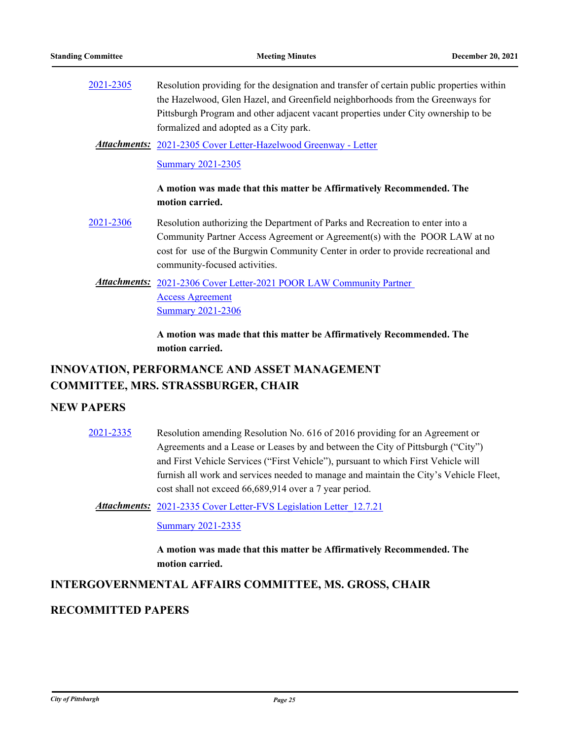2021-2305 Resolution providing for the designation and transfer of certain public properties within the Hazelwood, Glen Hazel, and Greenfield neighborhoods from the Greenways for Pittsburgh Program and other adjacent vacant properties under City ownership to be formalized and adopted as a City park.

***Attachments:*** 2021-2305 Cover Letter-Hazelwood Greenway - Letter

Summary 2021-2305

**A motion was made that this matter be Affirmatively Recommended. The motion carried.**

2021-2306 Resolution authorizing the Department of Parks and Recreation to enter into a Community Partner Access Agreement or Agreement(s) with the POOR LAW at no cost for use of the Burgwin Community Center in order to provide recreational and community-focused activities.

***Attachments:*** 2021-2306 Cover Letter-2021 POOR LAW Community Partner Access Agreement

Summary 2021-2306

**A motion was made that this matter be Affirmatively Recommended. The motion carried.**

## INNOVATION, PERFORMANCE AND ASSET MANAGEMENT COMMITTEE, MRS. STRASSBURGER, CHAIR

## NEW PAPERS

2021-2335 Resolution amending Resolution No. 616 of 2016 providing for an Agreement or Agreements and a Lease or Leases by and between the City of Pittsburgh ("City") and First Vehicle Services ("First Vehicle"), pursuant to which First Vehicle will furnish all work and services needed to manage and maintain the City's Vehicle Fleet, cost shall not exceed 66,689,914 over a 7 year period.

***Attachments:*** 2021-2335 Cover Letter-FVS Legislation Letter_12.7.21

Summary 2021-2335

**A motion was made that this matter be Affirmatively Recommended. The motion carried.**

## INTERGOVERNMENTAL AFFAIRS COMMITTEE, MS. GROSS, CHAIR

## RECOMMITTED PAPERS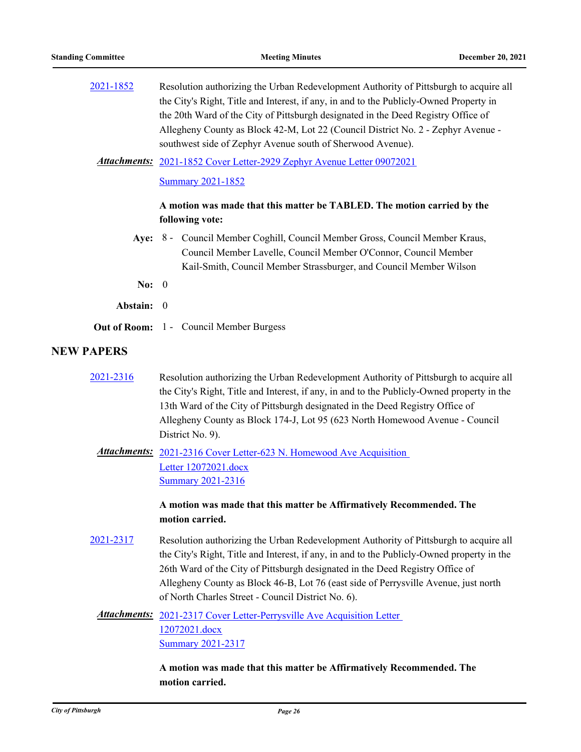2021-1852 Resolution authorizing the Urban Redevelopment Authority of Pittsburgh to acquire all the City's Right, Title and Interest, if any, in and to the Publicly-Owned Property in the 20th Ward of the City of Pittsburgh designated in the Deed Registry Office of Allegheny County as Block 42-M, Lot 22 (Council District No. 2 - Zephyr Avenue - southwest side of Zephyr Avenue south of Sherwood Avenue).

***Attachments:*** 2021-1852 Cover Letter-2929 Zephyr Avenue Letter 09072021
Summary 2021-1852

**A motion was made that this matter be TABLED. The motion carried by the following vote:**

**Aye:** 8 - Council Member Coghill, Council Member Gross, Council Member Kraus, Council Member Lavelle, Council Member O'Connor, Council Member Kail-Smith, Council Member Strassburger, and Council Member Wilson

**No:** 0

**Abstain:** 0

**Out of Room:** 1 - Council Member Burgess

## NEW PAPERS

2021-2316 Resolution authorizing the Urban Redevelopment Authority of Pittsburgh to acquire all the City's Right, Title and Interest, if any, in and to the Publicly-Owned property in the 13th Ward of the City of Pittsburgh designated in the Deed Registry Office of Allegheny County as Block 174-J, Lot 95 (623 North Homewood Avenue - Council District No. 9).

***Attachments:*** 2021-2316 Cover Letter-623 N. Homewood Ave Acquisition Letter 12072021.docx
Summary 2021-2316

**A motion was made that this matter be Affirmatively Recommended. The motion carried.**

2021-2317 Resolution authorizing the Urban Redevelopment Authority of Pittsburgh to acquire all the City's Right, Title and Interest, if any, in and to the Publicly-Owned property in the 26th Ward of the City of Pittsburgh designated in the Deed Registry Office of Allegheny County as Block 46-B, Lot 76 (east side of Perrysville Avenue, just north of North Charles Street - Council District No. 6).

***Attachments:*** 2021-2317 Cover Letter-Perrysville Ave Acquisition Letter 12072021.docx
Summary 2021-2317

**A motion was made that this matter be Affirmatively Recommended. The motion carried.**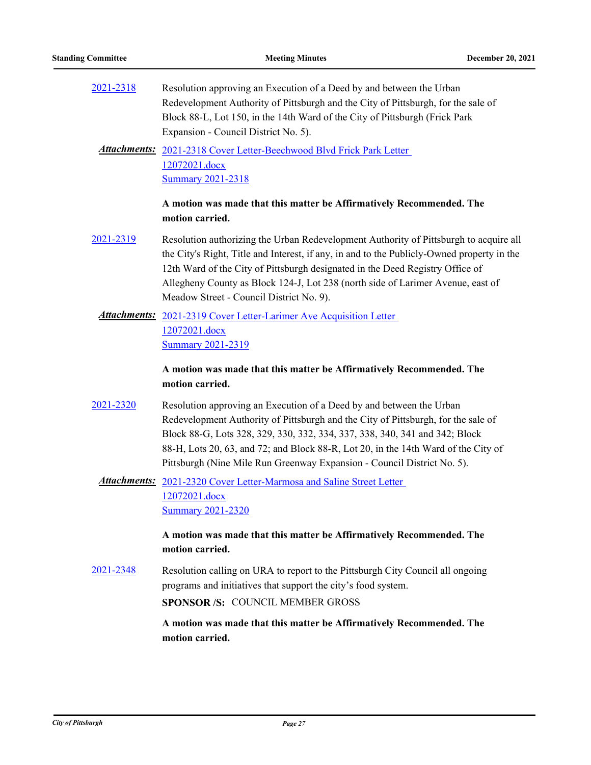2021-2318 Resolution approving an Execution of a Deed by and between the Urban Redevelopment Authority of Pittsburgh and the City of Pittsburgh, for the sale of Block 88-L, Lot 150, in the 14th Ward of the City of Pittsburgh (Frick Park Expansion - Council District No. 5).

***Attachments:*** 2021-2318 Cover Letter-Beechwood Blvd Frick Park Letter 12072021.docx
Summary 2021-2318

**A motion was made that this matter be Affirmatively Recommended. The motion carried.**

2021-2319 Resolution authorizing the Urban Redevelopment Authority of Pittsburgh to acquire all the City's Right, Title and Interest, if any, in and to the Publicly-Owned property in the 12th Ward of the City of Pittsburgh designated in the Deed Registry Office of Allegheny County as Block 124-J, Lot 238 (north side of Larimer Avenue, east of Meadow Street - Council District No. 9).

***Attachments:*** 2021-2319 Cover Letter-Larimer Ave Acquisition Letter 12072021.docx
Summary 2021-2319

**A motion was made that this matter be Affirmatively Recommended. The motion carried.**

2021-2320 Resolution approving an Execution of a Deed by and between the Urban Redevelopment Authority of Pittsburgh and the City of Pittsburgh, for the sale of Block 88-G, Lots 328, 329, 330, 332, 334, 337, 338, 340, 341 and 342; Block 88-H, Lots 20, 63, and 72; and Block 88-R, Lot 20, in the 14th Ward of the City of Pittsburgh (Nine Mile Run Greenway Expansion - Council District No. 5).

***Attachments:*** 2021-2320 Cover Letter-Marmosa and Saline Street Letter 12072021.docx
Summary 2021-2320

**A motion was made that this matter be Affirmatively Recommended. The motion carried.**

2021-2348 Resolution calling on URA to report to the Pittsburgh City Council all ongoing programs and initiatives that support the city's food system.

**SPONSOR /S:** COUNCIL MEMBER GROSS

**A motion was made that this matter be Affirmatively Recommended. The motion carried.**